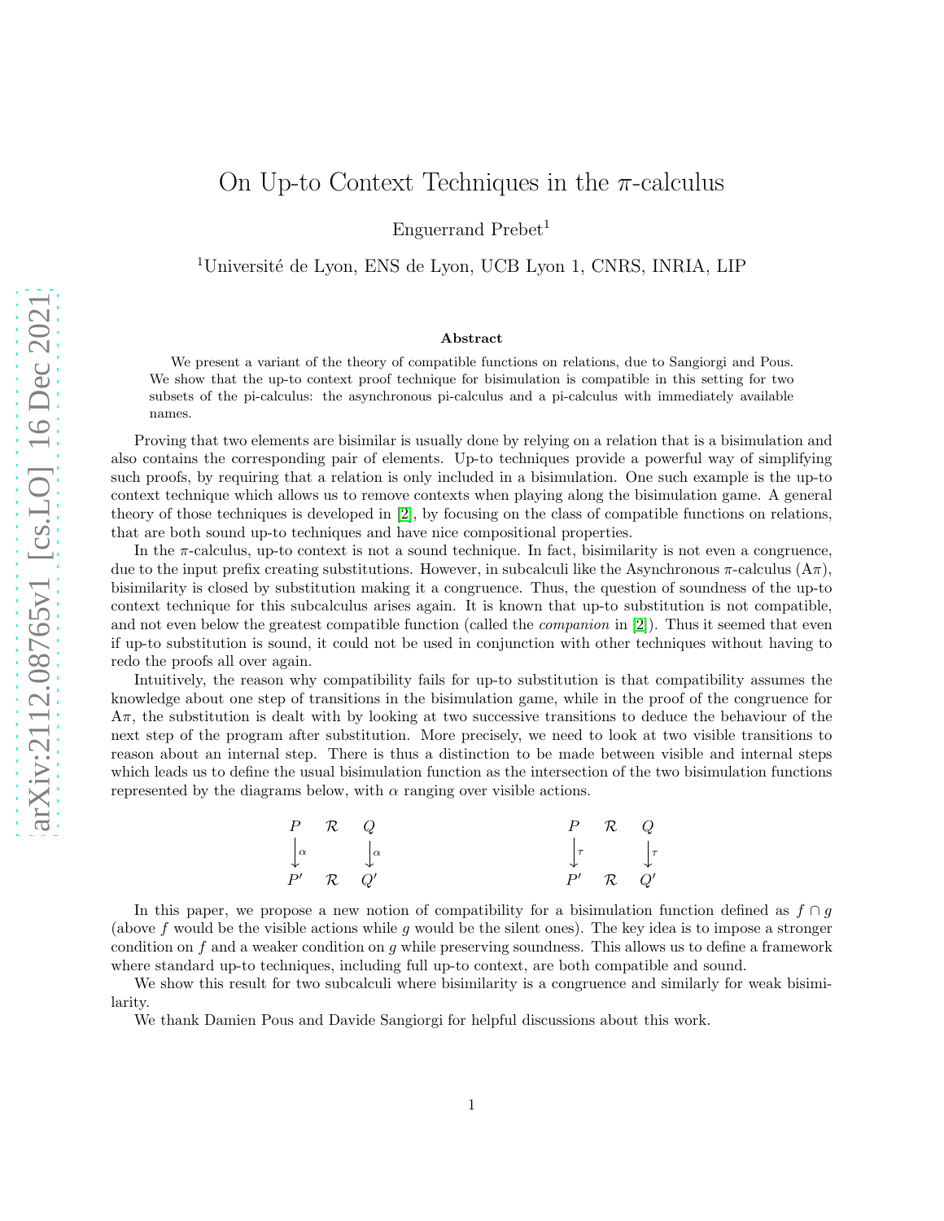# On Up-to Context Techniques in the $\pi$-calculus

Enguerrand Prebet[1]

[1]Université de Lyon, ENS de Lyon, UCB Lyon 1, CNRS, INRIA, LIP

### Abstract

We present a variant of the theory of compatible functions on relations, due to Sangiorgi and Pous. We show that the up-to context proof technique for bisimulation is compatible in this setting for two subsets of the pi-calculus: the asynchronous pi-calculus and a pi-calculus with immediately available names.

Proving that two elements are bisimilar is usually done by relying on a relation that is a bisimulation and also contains the corresponding pair of elements. Up-to techniques provide a powerful way of simplifying such proofs, by requiring that a relation is only included in a bisimulation. One such example is the up-to context technique which allows us to remove contexts when playing along the bisimulation game. A general theory of those techniques is developed in [2], by focusing on the class of compatible functions on relations, that are both sound up-to techniques and have nice compositional properties.

In the $\pi$-calculus, up-to context is not a sound technique. In fact, bisimilarity is not even a congruence, due to the input prefix creating substitutions. However, in subcalculi like the Asynchronous $\pi$-calculus (A$\pi$), bisimilarity is closed by substitution making it a congruence. Thus, the question of soundness of the up-to context technique for this subcalculus arises again. It is known that up-to substitution is not compatible, and not even below the greatest compatible function (called the *companion* in [2]). Thus it seemed that even if up-to substitution is sound, it could not be used in conjunction with other techniques without having to redo the proofs all over again.

Intuitively, the reason why compatibility fails for up-to substitution is that compatibility assumes the knowledge about one step of transitions in the bisimulation game, while in the proof of the congruence for A$\pi$, the substitution is dealt with by looking at two successive transitions to deduce the behaviour of the next step of the program after substitution. More precisely, we need to look at two visible transitions to reason about an internal step. There is thus a distinction to be made between visible and internal steps which leads us to define the usual bisimulation function as the intersection of the two bisimulation functions represented by the diagrams below, with $\alpha$ ranging over visible actions.

$$
\begin{array}{ccc}
P & \mathcal{R} & Q \\
\downarrow{\scriptstyle\alpha} & & \downarrow{\scriptstyle\alpha} \\
P' & \mathcal{R} & Q'
\end{array}
\qquad\qquad\qquad
\begin{array}{ccc}
P & \mathcal{R} & Q \\
\downarrow{\scriptstyle\tau} & & \downarrow{\scriptstyle\tau} \\
P' & \mathcal{R} & Q'
\end{array}
$$

In this paper, we propose a new notion of compatibility for a bisimulation function defined as $f \cap g$ (above $f$ would be the visible actions while $g$ would be the silent ones). The key idea is to impose a stronger condition on $f$ and a weaker condition on $g$ while preserving soundness. This allows us to define a framework where standard up-to techniques, including full up-to context, are both compatible and sound.

We show this result for two subcalculi where bisimilarity is a congruence and similarly for weak bisimilarity.

We thank Damien Pous and Davide Sangiorgi for helpful discussions about this work.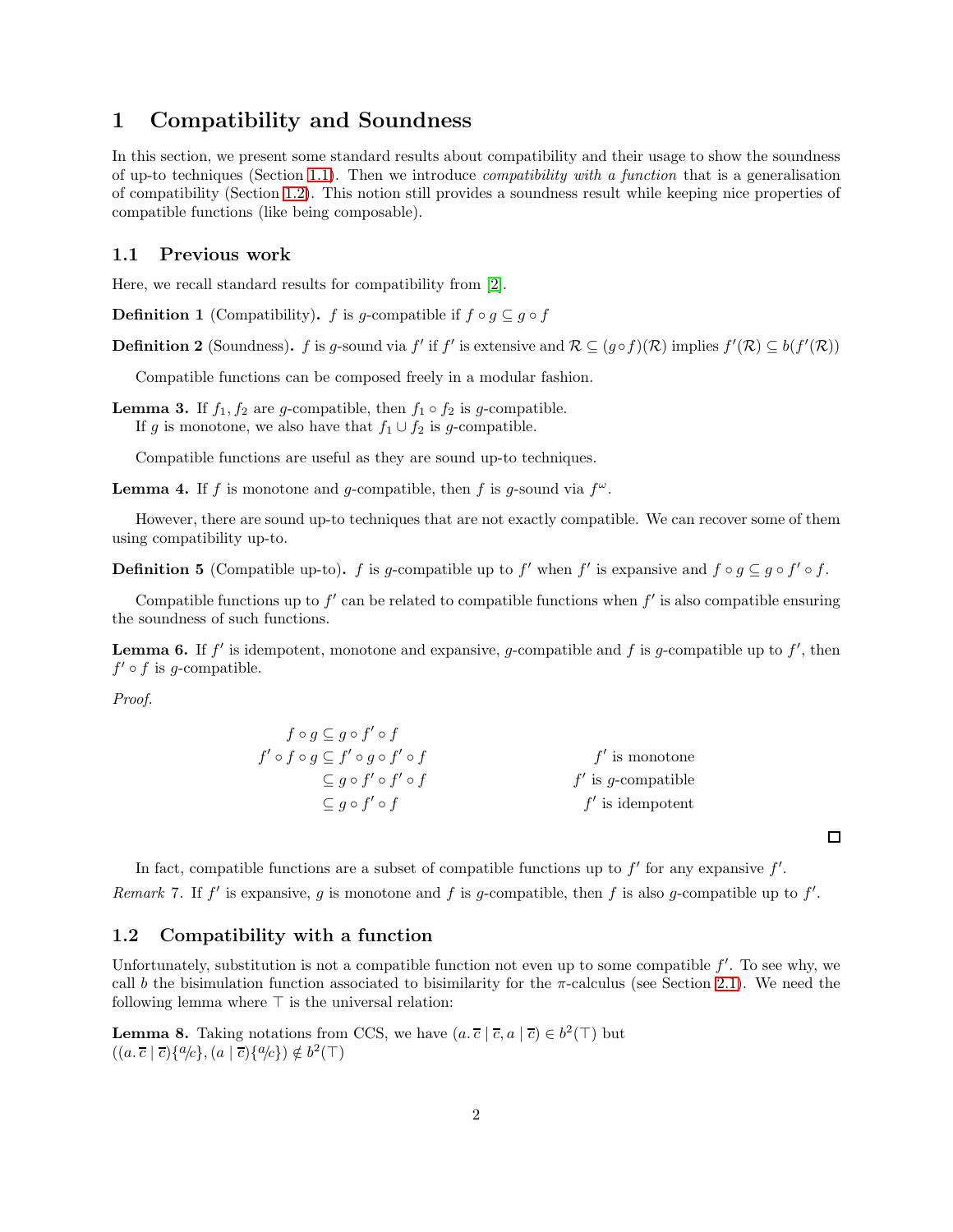## 1 Compatibility and Soundness

In this section, we present some standard results about compatibility and their usage to show the soundness of up-to techniques (Section 1.1). Then we introduce *compatibility with a function* that is a generalisation of compatibility (Section 1.2). This notion still provides a soundness result while keeping nice properties of compatible functions (like being composable).

### 1.1 Previous work

Here, we recall standard results for compatibility from [2].

**Definition 1** (Compatibility)**.** $f$ is $g$-compatible if $f \circ g \subseteq g \circ f$

**Definition 2** (Soundness)**.** $f$ is $g$-sound via $f'$ if $f'$ is extensive and $\mathcal{R} \subseteq (g \circ f)(\mathcal{R})$ implies $f'(\mathcal{R}) \subseteq b(f'(\mathcal{R}))$

Compatible functions can be composed freely in a modular fashion.

**Lemma 3.** *If $f_1, f_2$ are $g$-compatible, then $f_1 \circ f_2$ is $g$-compatible.*
*If $g$ is monotone, we also have that $f_1 \cup f_2$ is $g$-compatible.*

Compatible functions are useful as they are sound up-to techniques.

**Lemma 4.** *If $f$ is monotone and $g$-compatible, then $f$ is $g$-sound via $f^\omega$.*

However, there are sound up-to techniques that are not exactly compatible. We can recover some of them using compatibility up-to.

**Definition 5** (Compatible up-to)**.** $f$ is $g$-compatible up to $f'$ when $f'$ is expansive and $f \circ g \subseteq g \circ f' \circ f$.

Compatible functions up to $f'$ can be related to compatible functions when $f'$ is also compatible ensuring the soundness of such functions.

**Lemma 6.** *If $f'$ is idempotent, monotone and expansive, $g$-compatible and $f$ is $g$-compatible up to $f'$, then $f' \circ f$ is $g$-compatible.*

*Proof.*

$$
\begin{aligned}
f \circ g &\subseteq g \circ f' \circ f \\
f' \circ f \circ g &\subseteq f' \circ g \circ f' \circ f && f' \text{ is monotone} \\
&\subseteq g \circ f' \circ f' \circ f && f' \text{ is } g\text{-compatible} \\
&\subseteq g \circ f' \circ f && f' \text{ is idempotent}
\end{aligned}
$$

□

In fact, compatible functions are a subset of compatible functions up to $f'$ for any expansive $f'$.

*Remark* 7. If $f'$ is expansive, $g$ is monotone and $f$ is $g$-compatible, then $f$ is also $g$-compatible up to $f'$.

### 1.2 Compatibility with a function

Unfortunately, substitution is not a compatible function not even up to some compatible $f'$. To see why, we call $b$ the bisimulation function associated to bisimilarity for the $\pi$-calculus (see Section 2.1). We need the following lemma where $\top$ is the universal relation:

**Lemma 8.** *Taking notations from CCS, we have $(a.\,\overline{c} \mid \overline{c}, a \mid \overline{c}) \in b^2(\top)$ but*
*$((a.\,\overline{c} \mid \overline{c})\{^a\!/\!_c\}, (a \mid \overline{c})\{^a\!/\!_c\}) \notin b^2(\top)$*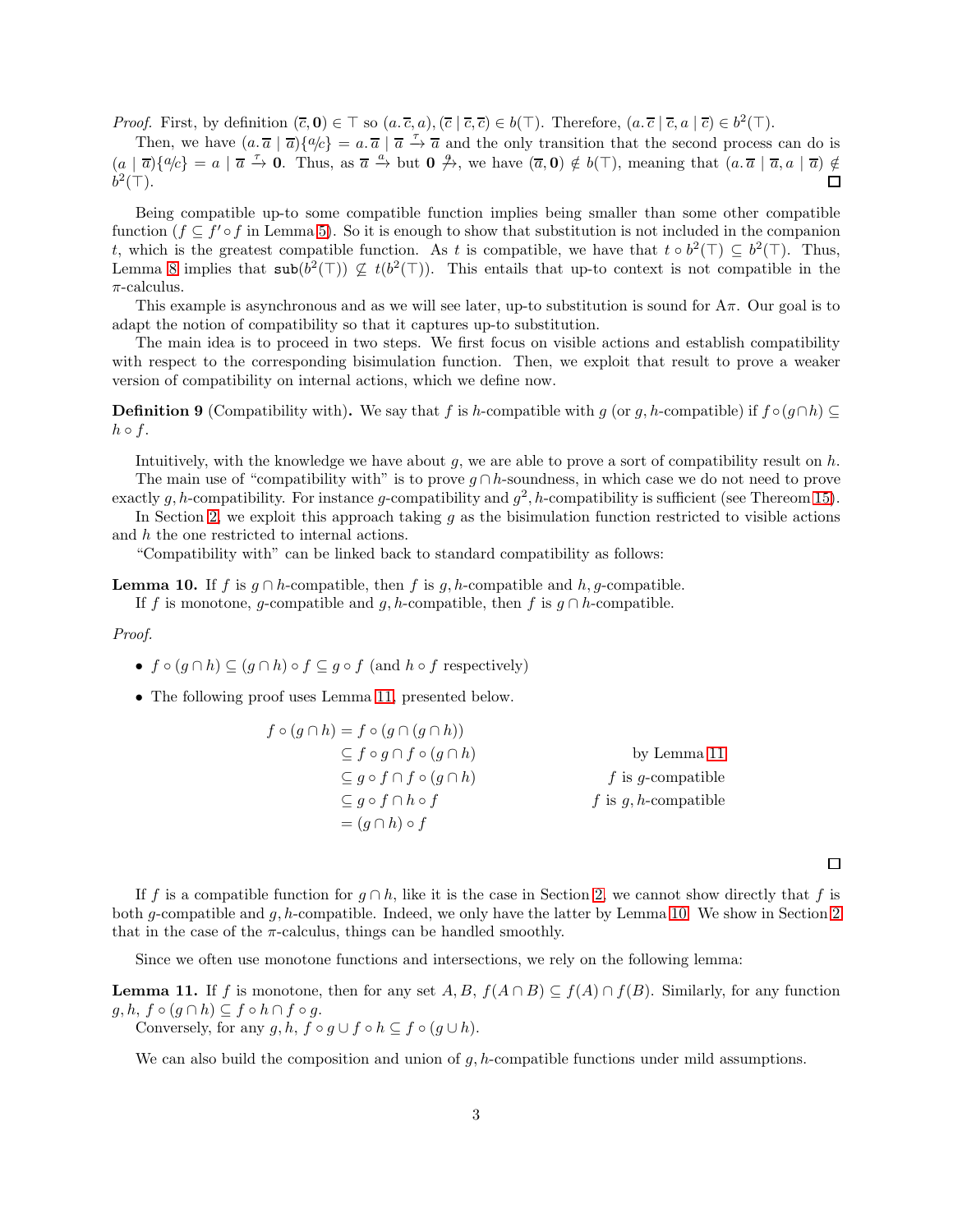*Proof.* First, by definition $(\overline{c}, \mathbf{0}) \in \top$ so $(a.\overline{c}, a), (\overline{c} \mid \overline{c}, \overline{c}) \in b(\top)$. Therefore, $(a.\overline{c} \mid \overline{c}, a \mid \overline{c}) \in b^2(\top)$.

Then, we have $(a.\overline{a} \mid \overline{a})\{a/c\} = a.\overline{a} \mid \overline{a} \xrightarrow{\tau} \overline{a}$ and the only transition that the second process can do is $(a \mid \overline{a})\{a/c\} = a \mid \overline{a} \xrightarrow{\tau} \mathbf{0}$. Thus, as $\overline{a} \xrightarrow{a}$ but $\mathbf{0} \not\xrightarrow{a}$, we have $(\overline{a}, \mathbf{0}) \notin b(\top)$, meaning that $(a.\overline{a} \mid \overline{a}, a \mid \overline{a}) \notin b^2(\top)$. $\square$

Being compatible up-to some compatible function implies being smaller than some other compatible function ($f \subseteq f' \circ f$ in Lemma 5). So it is enough to show that substitution is not included in the companion $t$, which is the greatest compatible function. As $t$ is compatible, we have that $t \circ b^2(\top) \subseteq b^2(\top)$. Thus, Lemma 8 implies that $\texttt{sub}(b^2(\top)) \nsubseteq t(b^2(\top))$. This entails that up-to context is not compatible in the $\pi$-calculus.

This example is asynchronous and as we will see later, up-to substitution is sound for A$\pi$. Our goal is to adapt the notion of compatibility so that it captures up-to substitution.

The main idea is to proceed in two steps. We first focus on visible actions and establish compatibility with respect to the corresponding bisimulation function. Then, we exploit that result to prove a weaker version of compatibility on internal actions, which we define now.

**Definition 9** (Compatibility with)**.** We say that $f$ is $h$-compatible with $g$ (or $g, h$-compatible) if $f \circ (g \cap h) \subseteq h \circ f$.

Intuitively, with the knowledge we have about $g$, we are able to prove a sort of compatibility result on $h$.

The main use of "compatibility with" is to prove $g \cap h$-soundness, in which case we do not need to prove exactly $g, h$-compatibility. For instance $g$-compatibility and $g^2, h$-compatibility is sufficient (see Thereom 15).

In Section 2, we exploit this approach taking $g$ as the bisimulation function restricted to visible actions and $h$ the one restricted to internal actions.

"Compatibility with" can be linked back to standard compatibility as follows:

**Lemma 10.** *If $f$ is $g \cap h$-compatible, then $f$ is $g, h$-compatible and $h, g$-compatible.*
*If $f$ is monotone, $g$-compatible and $g, h$-compatible, then $f$ is $g \cap h$-compatible.*

*Proof.*

- $f \circ (g \cap h) \subseteq (g \cap h) \circ f \subseteq g \circ f$ (and $h \circ f$ respectively)
- The following proof uses Lemma 11, presented below.

$$
\begin{aligned}
f \circ (g \cap h) &= f \circ (g \cap (g \cap h)) \\
&\subseteq f \circ g \cap f \circ (g \cap h) && \text{by Lemma 11} \\
&\subseteq g \circ f \cap f \circ (g \cap h) && f \text{ is } g\text{-compatible} \\
&\subseteq g \circ f \cap h \circ f && f \text{ is } g, h\text{-compatible} \\
&= (g \cap h) \circ f
\end{aligned}
$$

$\square$

If $f$ is a compatible function for $g \cap h$, like it is the case in Section 2, we cannot show directly that $f$ is both $g$-compatible and $g, h$-compatible. Indeed, we only have the latter by Lemma 10. We show in Section 2 that in the case of the $\pi$-calculus, things can be handled smoothly.

Since we often use monotone functions and intersections, we rely on the following lemma:

**Lemma 11.** *If $f$ is monotone, then for any set $A, B$, $f(A \cap B) \subseteq f(A) \cap f(B)$. Similarly, for any function $g, h$, $f \circ (g \cap h) \subseteq f \circ h \cap f \circ g$.*
*Conversely, for any $g, h$, $f \circ g \cup f \circ h \subseteq f \circ (g \cup h)$.*

We can also build the composition and union of $g, h$-compatible functions under mild assumptions.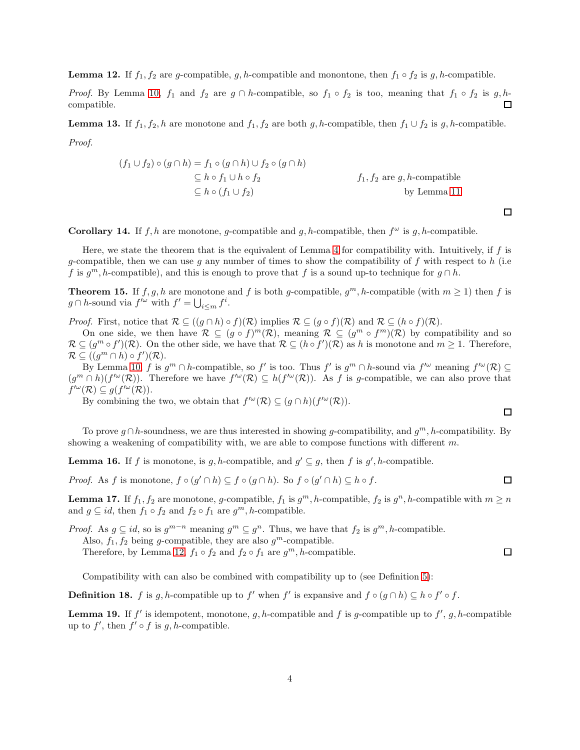**Lemma 12.** If $f_1, f_2$ are $g$-compatible, $g, h$-compatible and monontone, then $f_1 \circ f_2$ is $g, h$-compatible.

*Proof.* By Lemma 10, $f_1$ and $f_2$ are $g \cap h$-compatible, so $f_1 \circ f_2$ is too, meaning that $f_1 \circ f_2$ is $g, h$-compatible. ◻

**Lemma 13.** If $f_1, f_2, h$ are monotone and $f_1, f_2$ are both $g, h$-compatible, then $f_1 \cup f_2$ is $g, h$-compatible.

*Proof.*

$$\begin{aligned}
(f_1 \cup f_2) \circ (g \cap h) &= f_1 \circ (g \cap h) \cup f_2 \circ (g \cap h) \\
&\subseteq h \circ f_1 \cup h \circ f_2 && f_1, f_2 \text{ are } g, h\text{-compatible} \\
&\subseteq h \circ (f_1 \cup f_2) && \text{by Lemma 11}
\end{aligned}$$

◻

**Corollary 14.** If $f, h$ are monotone, $g$-compatible and $g, h$-compatible, then $f^\omega$ is $g, h$-compatible.

Here, we state the theorem that is the equivalent of Lemma 4 for compatibility with. Intuitively, if $f$ is $g$-compatible, then we can use $g$ any number of times to show the compatibility of $f$ with respect to $h$ (i.e $f$ is $g^m, h$-compatible), and this is enough to prove that $f$ is a sound up-to technique for $g \cap h$.

**Theorem 15.** If $f, g, h$ are monotone and $f$ is both $g$-compatible, $g^m, h$-compatible (with $m \geq 1$) then $f$ is $g \cap h$-sound via $f'^\omega$ with $f' = \bigcup_{i \leq m} f^i$.

*Proof.* First, notice that $\mathcal{R} \subseteq ((g \cap h) \circ f)(\mathcal{R})$ implies $\mathcal{R} \subseteq (g \circ f)(\mathcal{R})$ and $\mathcal{R} \subseteq (h \circ f)(\mathcal{R})$.

On one side, we then have $\mathcal{R} \subseteq (g \circ f)^m(\mathcal{R})$, meaning $\mathcal{R} \subseteq (g^m \circ f^m)(\mathcal{R})$ by compatibility and so $\mathcal{R} \subseteq (g^m \circ f')(\mathcal{R})$. On the other side, we have that $\mathcal{R} \subseteq (h \circ f')(\mathcal{R})$ as $h$ is monotone and $m \geq 1$. Therefore, $\mathcal{R} \subseteq ((g^m \cap h) \circ f')(\mathcal{R})$.

By Lemma 10, $f$ is $g^m \cap h$-compatible, so $f'$ is too. Thus $f'$ is $g^m \cap h$-sound via $f'^\omega$ meaning $f'^\omega(\mathcal{R}) \subseteq (g^m \cap h)(f'^\omega(\mathcal{R}))$. Therefore we have $f'^\omega(\mathcal{R}) \subseteq h(f'^\omega(\mathcal{R}))$. As $f$ is $g$-compatible, we can also prove that $f'^\omega(\mathcal{R}) \subseteq g(f'^\omega(\mathcal{R}))$.

By combining the two, we obtain that $f'^\omega(\mathcal{R}) \subseteq (g \cap h)(f'^\omega(\mathcal{R}))$. ◻

To prove $g \cap h$-soundness, we are thus interested in showing $g$-compatibility, and $g^m, h$-compatibility. By showing a weakening of compatibility with, we are able to compose functions with different $m$.

**Lemma 16.** If $f$ is monotone, is $g, h$-compatible, and $g' \subseteq g$, then $f$ is $g', h$-compatible.

*Proof.* As $f$ is monotone, $f \circ (g' \cap h) \subseteq f \circ (g \cap h)$. So $f \circ (g' \cap h) \subseteq h \circ f$. ◻

**Lemma 17.** If $f_1, f_2$ are monotone, $g$-compatible, $f_1$ is $g^m, h$-compatible, $f_2$ is $g^n, h$-compatible with $m \geq n$ and $g \subseteq id$, then $f_1 \circ f_2$ and $f_2 \circ f_1$ are $g^m, h$-compatible.

*Proof.* As $g \subseteq id$, so is $g^{m-n}$ meaning $g^m \subseteq g^n$. Thus, we have that $f_2$ is $g^m, h$-compatible.

Also, $f_1, f_2$ being $g$-compatible, they are also $g^m$-compatible.

Therefore, by Lemma 12, $f_1 \circ f_2$ and $f_2 \circ f_1$ are $g^m, h$-compatible. ◻

Compatibility with can also be combined with compatibility up to (see Definition 5):

**Definition 18.** $f$ is $g, h$-compatible up to $f'$ when $f'$ is expansive and $f \circ (g \cap h) \subseteq h \circ f' \circ f$.

**Lemma 19.** If $f'$ is idempotent, monotone, $g, h$-compatible and $f$ is $g$-compatible up to $f'$, $g, h$-compatible up to $f'$, then $f' \circ f$ is $g, h$-compatible.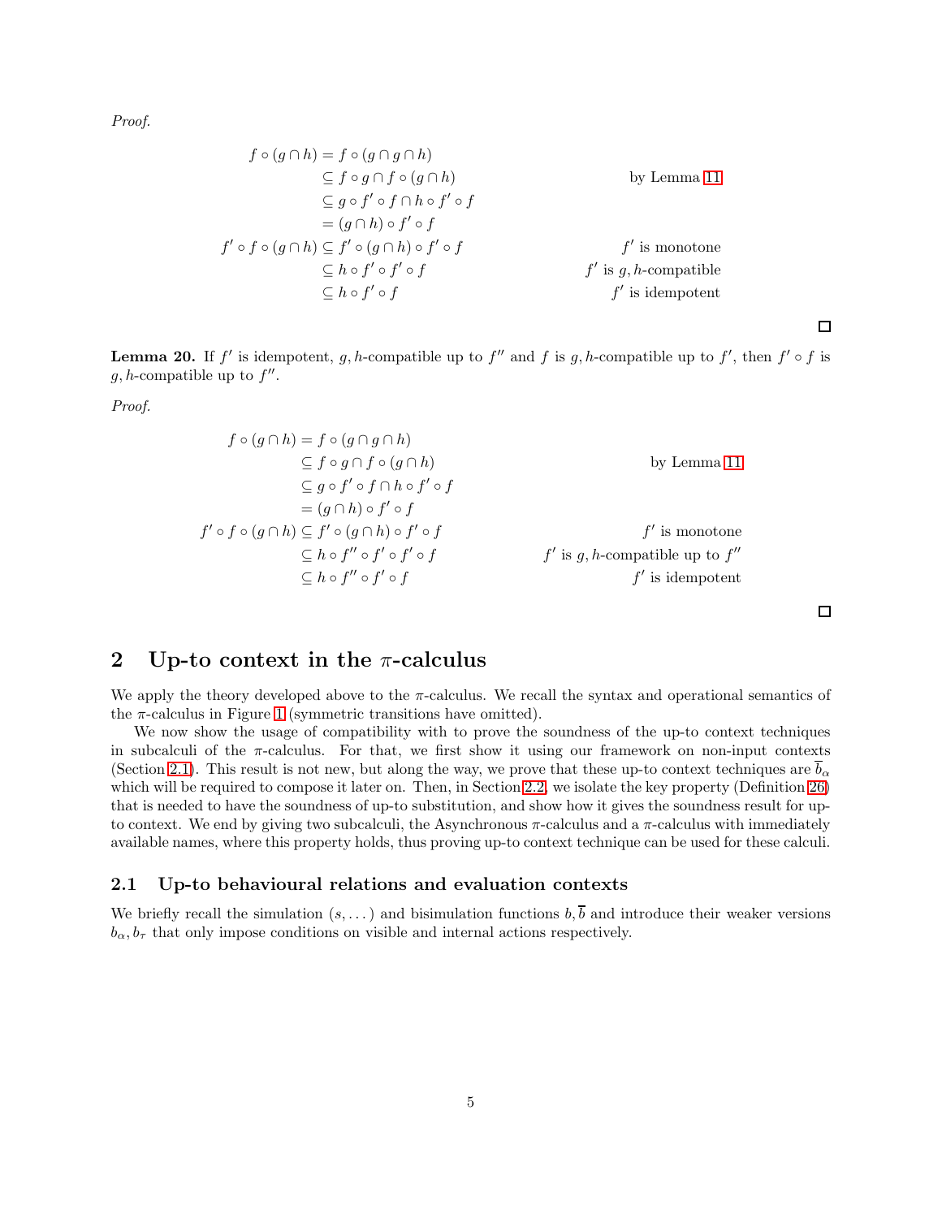*Proof.*

$$
\begin{aligned}
f \circ (g \cap h) &= f \circ (g \cap g \cap h) \\
&\subseteq f \circ g \cap f \circ (g \cap h) && \text{by Lemma 11} \\
&\subseteq g \circ f' \circ f \cap h \circ f' \circ f \\
&= (g \cap h) \circ f' \circ f \\
f' \circ f \circ (g \cap h) &\subseteq f' \circ (g \cap h) \circ f' \circ f && f' \text{ is monotone} \\
&\subseteq h \circ f' \circ f' \circ f && f' \text{ is } g, h\text{-compatible} \\
&\subseteq h \circ f' \circ f && f' \text{ is idempotent}
\end{aligned}
$$

□

**Lemma 20.** If $f'$ is idempotent, $g, h$-compatible up to $f''$ and $f$ is $g, h$-compatible up to $f'$, then $f' \circ f$ is $g, h$-compatible up to $f''$.

*Proof.*

$$
\begin{aligned}
f \circ (g \cap h) &= f \circ (g \cap g \cap h) \\
&\subseteq f \circ g \cap f \circ (g \cap h) && \text{by Lemma 11} \\
&\subseteq g \circ f' \circ f \cap h \circ f' \circ f \\
&= (g \cap h) \circ f' \circ f \\
f' \circ f \circ (g \cap h) &\subseteq f' \circ (g \cap h) \circ f' \circ f && f' \text{ is monotone} \\
&\subseteq h \circ f'' \circ f' \circ f' \circ f && f' \text{ is } g, h\text{-compatible up to } f'' \\
&\subseteq h \circ f'' \circ f' \circ f && f' \text{ is idempotent}
\end{aligned}
$$

□

## 2 Up-to context in the $\pi$-calculus

We apply the theory developed above to the $\pi$-calculus. We recall the syntax and operational semantics of the $\pi$-calculus in Figure 1 (symmetric transitions have omitted).

We now show the usage of compatibility with to prove the soundness of the up-to context techniques in subcalculi of the $\pi$-calculus. For that, we first show it using our framework on non-input contexts (Section 2.1). This result is not new, but along the way, we prove that these up-to context techniques are $\overline{b}_\alpha$ which will be required to compose it later on. Then, in Section 2.2, we isolate the key property (Definition 26) that is needed to have the soundness of up-to substitution, and show how it gives the soundness result for up-to context. We end by giving two subcalculi, the Asynchronous $\pi$-calculus and a $\pi$-calculus with immediately available names, where this property holds, thus proving up-to context technique can be used for these calculi.

### 2.1 Up-to behavioural relations and evaluation contexts

We briefly recall the simulation $(s, \dots)$ and bisimulation functions $b, \overline{b}$ and introduce their weaker versions $b_\alpha, b_\tau$ that only impose conditions on visible and internal actions respectively.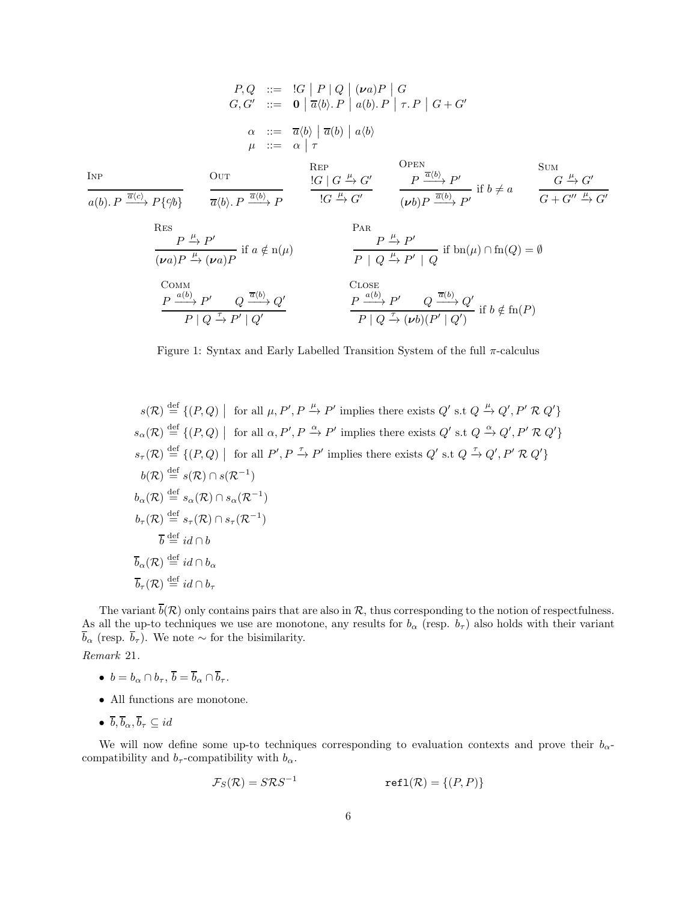$$
\begin{array}{rcl}
P, Q & ::= & !G \mid P \mid Q \mid (\boldsymbol{\nu} a)P \mid G \\
G, G' & ::= & \mathbf{0} \mid \overline{a}\langle b\rangle.\, P \mid a(b).\, P \mid \tau.\, P \mid G + G'
\end{array}
$$

$$
\begin{array}{rcl}
\alpha & ::= & \overline{a}\langle b\rangle \mid \overline{a}(b) \mid a\langle b\rangle \\
\mu & ::= & \alpha \mid \tau
\end{array}
$$

$$
\textsc{Inp}\ \frac{}{a(b).\, P \xrightarrow{\overline{a}\langle c\rangle} P\{c/b\}}
\qquad
\textsc{Out}\ \frac{}{\overline{a}\langle b\rangle.\, P \xrightarrow{\overline{a}\langle b\rangle} P}
\qquad
\textsc{Rep}\ \frac{!G \mid G \xrightarrow{\mu} G'}{!G \xrightarrow{\mu} G'}
\qquad
\textsc{Open}\ \frac{P \xrightarrow{\overline{a}\langle b\rangle} P'}{(\boldsymbol{\nu} b)P \xrightarrow{\overline{a}(b)} P'} \text{ if } b \neq a
\qquad
\textsc{Sum}\ \frac{G \xrightarrow{\mu} G'}{G + G'' \xrightarrow{\mu} G'}
$$

$$
\textsc{Res}\ \frac{P \xrightarrow{\mu} P'}{(\boldsymbol{\nu} a)P \xrightarrow{\mu} (\boldsymbol{\nu} a)P} \text{ if } a \notin \mathrm{n}(\mu)
\qquad
\textsc{Par}\ \frac{P \xrightarrow{\mu} P'}{P \mid Q \xrightarrow{\mu} P' \mid Q} \text{ if } \mathrm{bn}(\mu) \cap \mathrm{fn}(Q) = \emptyset
$$

$$
\textsc{Comm}\ \frac{P \xrightarrow{a(b)} P' \qquad Q \xrightarrow{\overline{a}\langle b\rangle} Q'}{P \mid Q \xrightarrow{\tau} P' \mid Q'}
\qquad
\textsc{Close}\ \frac{P \xrightarrow{a(b)} P' \qquad Q \xrightarrow{\overline{a}(b)} Q'}{P \mid Q \xrightarrow{\tau} (\boldsymbol{\nu} b)(P' \mid Q')} \text{ if } b \notin \mathrm{fn}(P)
$$

Figure 1: Syntax and Early Labelled Transition System of the full $\pi$-calculus

$$
\begin{aligned}
s(\mathcal{R}) &\stackrel{\text{def}}{=} \{(P,Q) \mid \text{ for all } \mu, P', P \xrightarrow{\mu} P' \text{ implies there exists } Q' \text{ s.t } Q \xrightarrow{\mu} Q', P' \,\mathcal{R}\, Q'\} \\
s_\alpha(\mathcal{R}) &\stackrel{\text{def}}{=} \{(P,Q) \mid \text{ for all } \alpha, P', P \xrightarrow{\alpha} P' \text{ implies there exists } Q' \text{ s.t } Q \xrightarrow{\alpha} Q', P' \,\mathcal{R}\, Q'\} \\
s_\tau(\mathcal{R}) &\stackrel{\text{def}}{=} \{(P,Q) \mid \text{ for all } P', P \xrightarrow{\tau} P' \text{ implies there exists } Q' \text{ s.t } Q \xrightarrow{\tau} Q', P' \,\mathcal{R}\, Q'\} \\
b(\mathcal{R}) &\stackrel{\text{def}}{=} s(\mathcal{R}) \cap s(\mathcal{R}^{-1}) \\
b_\alpha(\mathcal{R}) &\stackrel{\text{def}}{=} s_\alpha(\mathcal{R}) \cap s_\alpha(\mathcal{R}^{-1}) \\
b_\tau(\mathcal{R}) &\stackrel{\text{def}}{=} s_\tau(\mathcal{R}) \cap s_\tau(\mathcal{R}^{-1}) \\
\overline{b} &\stackrel{\text{def}}{=} id \cap b \\
\overline{b}_\alpha(\mathcal{R}) &\stackrel{\text{def}}{=} id \cap b_\alpha \\
\overline{b}_\tau(\mathcal{R}) &\stackrel{\text{def}}{=} id \cap b_\tau
\end{aligned}
$$

The variant $\overline{b}(\mathcal{R})$ only contains pairs that are also in $\mathcal{R}$, thus corresponding to the notion of respectfulness. As all the up-to techniques we use are monotone, any results for $b_\alpha$ (resp. $b_\tau$) also holds with their variant $\overline{b}_\alpha$ (resp. $\overline{b}_\tau$). We note $\sim$ for the bisimilarity.

*Remark* 21.

- $b = b_\alpha \cap b_\tau$, $\overline{b} = \overline{b}_\alpha \cap \overline{b}_\tau$.
- All functions are monotone.
- $\overline{b}, \overline{b}_\alpha, \overline{b}_\tau \subseteq id$

We will now define some up-to techniques corresponding to evaluation contexts and prove their $b_\alpha$-compatibility and $b_\tau$-compatibility with $b_\alpha$.

$$
\mathcal{F}_S(\mathcal{R}) = S\mathcal{R}S^{-1} \qquad\qquad \texttt{refl}(\mathcal{R}) = \{(P,P)\}
$$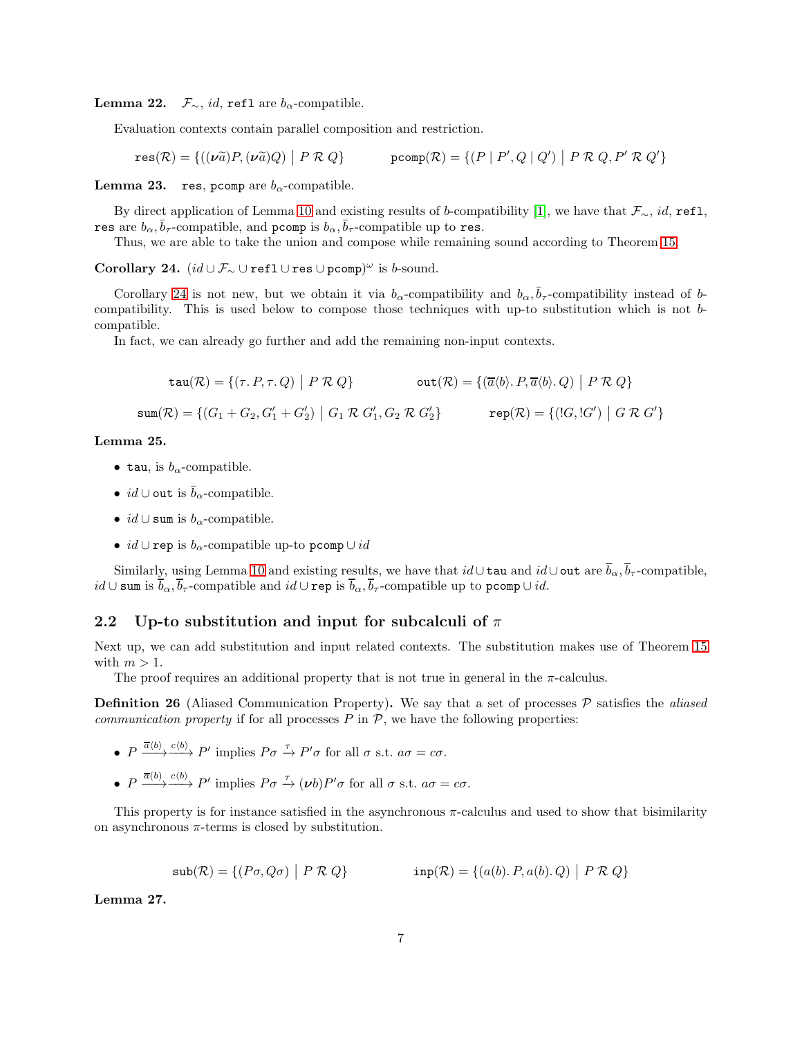**Lemma 22.** $\mathcal{F}_\sim$, $id$, `refl` are $b_\alpha$-compatible.

Evaluation contexts contain parallel composition and restriction.

$$\texttt{res}(\mathcal{R}) = \{((\boldsymbol{\nu}\widetilde{a})P, (\boldsymbol{\nu}\widetilde{a})Q) \mid P \mathrel{\mathcal{R}} Q\} \qquad \texttt{pcomp}(\mathcal{R}) = \{(P \mid P', Q \mid Q') \mid P \mathrel{\mathcal{R}} Q, P' \mathrel{\mathcal{R}} Q'\}$$

**Lemma 23.** `res`, `pcomp` are $b_\alpha$-compatible.

By direct application of Lemma 10 and existing results of $b$-compatibility [1], we have that $\mathcal{F}_\sim$, $id$, `refl`, `res` are $b_\alpha, \bar{b}_\tau$-compatible, and `pcomp` is $b_\alpha, \bar{b}_\tau$-compatible up to `res`.

Thus, we are able to take the union and compose while remaining sound according to Theorem 15.

**Corollary 24.** $(id \cup \mathcal{F}_\sim \cup \texttt{refl} \cup \texttt{res} \cup \texttt{pcomp})^\omega$ is $b$-sound.

Corollary 24 is not new, but we obtain it via $b_\alpha$-compatibility and $b_\alpha, \bar{b}_\tau$-compatibility instead of $b$-compatibility. This is used below to compose those techniques with up-to substitution which is not $b$-compatible.

In fact, we can already go further and add the remaining non-input contexts.

$$\texttt{tau}(\mathcal{R}) = \{(\tau.\,P, \tau.\,Q) \mid P \mathrel{\mathcal{R}} Q\} \qquad \texttt{out}(\mathcal{R}) = \{(\overline{a}\langle b\rangle.\,P, \overline{a}\langle b\rangle.\,Q) \mid P \mathrel{\mathcal{R}} Q\}$$

$$\texttt{sum}(\mathcal{R}) = \{(G_1 + G_2, G_1' + G_2') \mid G_1 \mathrel{\mathcal{R}} G_1', G_2 \mathrel{\mathcal{R}} G_2'\} \qquad \texttt{rep}(\mathcal{R}) = \{(!G, !G') \mid G \mathrel{\mathcal{R}} G'\}$$

**Lemma 25.**

- `tau`, is $b_\alpha$-compatible.
- $id \cup \texttt{out}$ is $\bar{b}_\alpha$-compatible.
- $id \cup \texttt{sum}$ is $b_\alpha$-compatible.
- $id \cup \texttt{rep}$ is $b_\alpha$-compatible up-to $\texttt{pcomp} \cup id$

Similarly, using Lemma 10 and existing results, we have that $id \cup \texttt{tau}$ and $id \cup \texttt{out}$ are $\overline{b}_\alpha, \overline{b}_\tau$-compatible, $id \cup \texttt{sum}$ is $\overline{b}_\alpha, \overline{b}_\tau$-compatible and $id \cup \texttt{rep}$ is $\overline{b}_\alpha, \overline{b}_\tau$-compatible up to $\texttt{pcomp} \cup id$.

## 2.2 Up-to substitution and input for subcalculi of $\pi$

Next up, we can add substitution and input related contexts. The substitution makes use of Theorem 15 with $m > 1$.

The proof requires an additional property that is not true in general in the $\pi$-calculus.

**Definition 26** (Aliased Communication Property)**.** We say that a set of processes $\mathcal{P}$ satisfies the *aliased communication property* if for all processes $P$ in $\mathcal{P}$, we have the following properties:

- $P \xrightarrow{\overline{a}\langle b\rangle}\xrightarrow{c\langle b\rangle} P'$ implies $P\sigma \xrightarrow{\tau} P'\sigma$ for all $\sigma$ s.t. $a\sigma = c\sigma$.
- $P \xrightarrow{\overline{a}(b)}\xrightarrow{c\langle b\rangle} P'$ implies $P\sigma \xrightarrow{\tau} (\boldsymbol{\nu}b)P'\sigma$ for all $\sigma$ s.t. $a\sigma = c\sigma$.

This property is for instance satisfied in the asynchronous $\pi$-calculus and used to show that bisimilarity on asynchronous $\pi$-terms is closed by substitution.

$$\texttt{sub}(\mathcal{R}) = \{(P\sigma, Q\sigma) \mid P \mathrel{\mathcal{R}} Q\} \qquad \texttt{inp}(\mathcal{R}) = \{(a(b).\,P, a(b).\,Q) \mid P \mathrel{\mathcal{R}} Q\}$$

**Lemma 27.**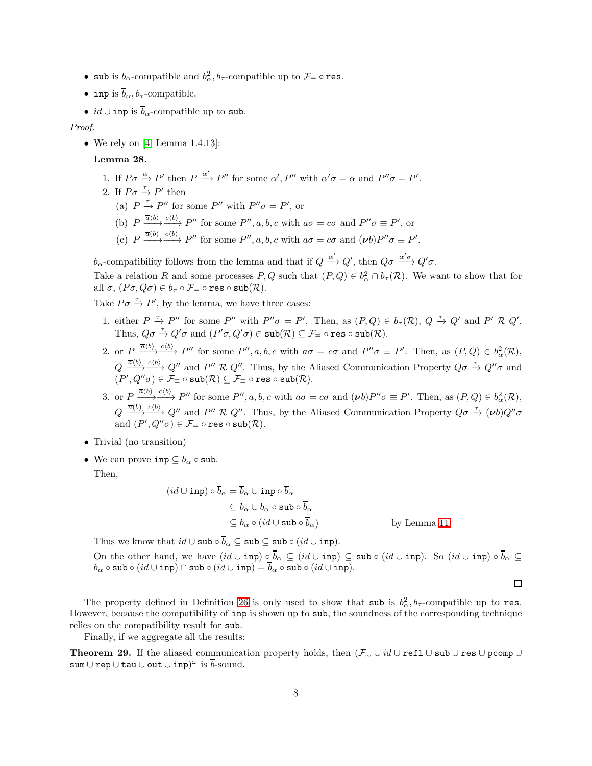- $\mathtt{sub}$ is $b_\alpha$-compatible and $b^2_\alpha, b_\tau$-compatible up to $\mathcal{F}_\equiv \circ \mathtt{res}$.
- $\mathtt{inp}$ is $\overline{b}_\alpha, b_\tau$-compatible.
- $id \cup \mathtt{inp}$ is $\overline{b}_\alpha$-compatible up to $\mathtt{sub}$.

*Proof.*

- We rely on [4, Lemma 1.4.13]:

  **Lemma 28.**

  1. If $P\sigma \xrightarrow{\alpha} P'$ then $P \xrightarrow{\alpha'} P''$ for some $\alpha', P''$ with $\alpha'\sigma = \alpha$ and $P''\sigma = P'$.
  2. If $P\sigma \xrightarrow{\tau} P'$ then
     (a) $P \xrightarrow{\tau} P''$ for some $P''$ with $P''\sigma = P'$, or
     (b) $P \xrightarrow{\overline{a}\langle b\rangle}\xrightarrow{c\langle b\rangle} P''$ for some $P'', a, b, c$ with $a\sigma = c\sigma$ and $P''\sigma \equiv P'$, or
     (c) $P \xrightarrow{\overline{a}(b)}\xrightarrow{c\langle b\rangle} P''$ for some $P'', a, b, c$ with $a\sigma = c\sigma$ and $(\boldsymbol{\nu} b)P''\sigma \equiv P'$.

  $b_\alpha$-compatibility follows from the lemma and that if $Q \xrightarrow{\alpha'} Q'$, then $Q\sigma \xrightarrow{\alpha'\sigma} Q'\sigma$.

  Take a relation $R$ and some processes $P, Q$ such that $(P, Q) \in b^2_\alpha \cap b_\tau(\mathcal{R})$. We want to show that for all $\sigma$, $(P\sigma, Q\sigma) \in b_\tau \circ \mathcal{F}_\equiv \circ \mathtt{res} \circ \mathtt{sub}(\mathcal{R})$.

  Take $P\sigma \xrightarrow{\tau} P'$, by the lemma, we have three cases:

  1. either $P \xrightarrow{\tau} P''$ for some $P''$ with $P''\sigma = P'$. Then, as $(P, Q) \in b_\tau(\mathcal{R})$, $Q \xrightarrow{\tau} Q'$ and $P' \mathrel{\mathcal{R}} Q'$. Thus, $Q\sigma \xrightarrow{\tau} Q'\sigma$ and $(P'\sigma, Q'\sigma) \in \mathtt{sub}(\mathcal{R}) \subseteq \mathcal{F}_\equiv \circ \mathtt{res} \circ \mathtt{sub}(\mathcal{R})$.
  2. or $P \xrightarrow{\overline{a}\langle b\rangle}\xrightarrow{c\langle b\rangle} P''$ for some $P'', a, b, c$ with $a\sigma = c\sigma$ and $P''\sigma \equiv P'$. Then, as $(P, Q) \in b^2_\alpha(\mathcal{R})$, $Q \xrightarrow{\overline{a}\langle b\rangle}\xrightarrow{c\langle b\rangle} Q''$ and $P'' \mathrel{\mathcal{R}} Q''$. Thus, by the Aliased Communication Property $Q\sigma \xrightarrow{\tau} Q''\sigma$ and $(P', Q''\sigma) \in \mathcal{F}_\equiv \circ \mathtt{sub}(\mathcal{R}) \subseteq \mathcal{F}_\equiv \circ \mathtt{res} \circ \mathtt{sub}(\mathcal{R})$.
  3. or $P \xrightarrow{\overline{a}(b)}\xrightarrow{c\langle b\rangle} P''$ for some $P'', a, b, c$ with $a\sigma = c\sigma$ and $(\boldsymbol{\nu} b)P''\sigma \equiv P'$. Then, as $(P, Q) \in b^2_\alpha(\mathcal{R})$, $Q \xrightarrow{\overline{a}(b)}\xrightarrow{c\langle b\rangle} Q''$ and $P'' \mathrel{\mathcal{R}} Q''$. Thus, by the Aliased Communication Property $Q\sigma \xrightarrow{\tau} (\boldsymbol{\nu} b)Q''\sigma$ and $(P', Q''\sigma) \in \mathcal{F}_\equiv \circ \mathtt{res} \circ \mathtt{sub}(\mathcal{R})$.

- Trivial (no transition)
- We can prove $\mathtt{inp} \subseteq b_\alpha \circ \mathtt{sub}$.

  Then,

  $$
  \begin{aligned}
  (id \cup \mathtt{inp}) \circ \overline{b}_\alpha &= \overline{b}_\alpha \cup \mathtt{inp} \circ \overline{b}_\alpha \\
  &\subseteq b_\alpha \cup b_\alpha \circ \mathtt{sub} \circ \overline{b}_\alpha \\
  &\subseteq b_\alpha \circ (id \cup \mathtt{sub} \circ \overline{b}_\alpha) \qquad \text{by Lemma 11}
  \end{aligned}
  $$

  Thus we know that $id \cup \mathtt{sub} \circ \overline{b}_\alpha \subseteq \mathtt{sub} \subseteq \mathtt{sub} \circ (id \cup \mathtt{inp})$.

  On the other hand, we have $(id \cup \mathtt{inp}) \circ \overline{b}_\alpha \subseteq (id \cup \mathtt{inp}) \subseteq \mathtt{sub} \circ (id \cup \mathtt{inp})$. So $(id \cup \mathtt{inp}) \circ \overline{b}_\alpha \subseteq b_\alpha \circ \mathtt{sub} \circ (id \cup \mathtt{inp}) \cap \mathtt{sub} \circ (id \cup \mathtt{inp}) = \overline{b}_\alpha \circ \mathtt{sub} \circ (id \cup \mathtt{inp})$.

□

The property defined in Definition 26 is only used to show that $\mathtt{sub}$ is $b^2_\alpha, b_\tau$-compatible up to $\mathtt{res}$. However, because the compatibility of $\mathtt{inp}$ is shown up to $\mathtt{sub}$, the soundness of the corresponding technique relies on the compatibility result for $\mathtt{sub}$.

Finally, if we aggregate all the results:

**Theorem 29.** If the aliased communication property holds, then $(\mathcal{F}_\sim \cup id \cup \mathtt{refl} \cup \mathtt{sub} \cup \mathtt{res} \cup \mathtt{pcomp} \cup \mathtt{sum} \cup \mathtt{rep} \cup \mathtt{tau} \cup \mathtt{out} \cup \mathtt{inp})^\omega$ is $\overline{b}$-sound.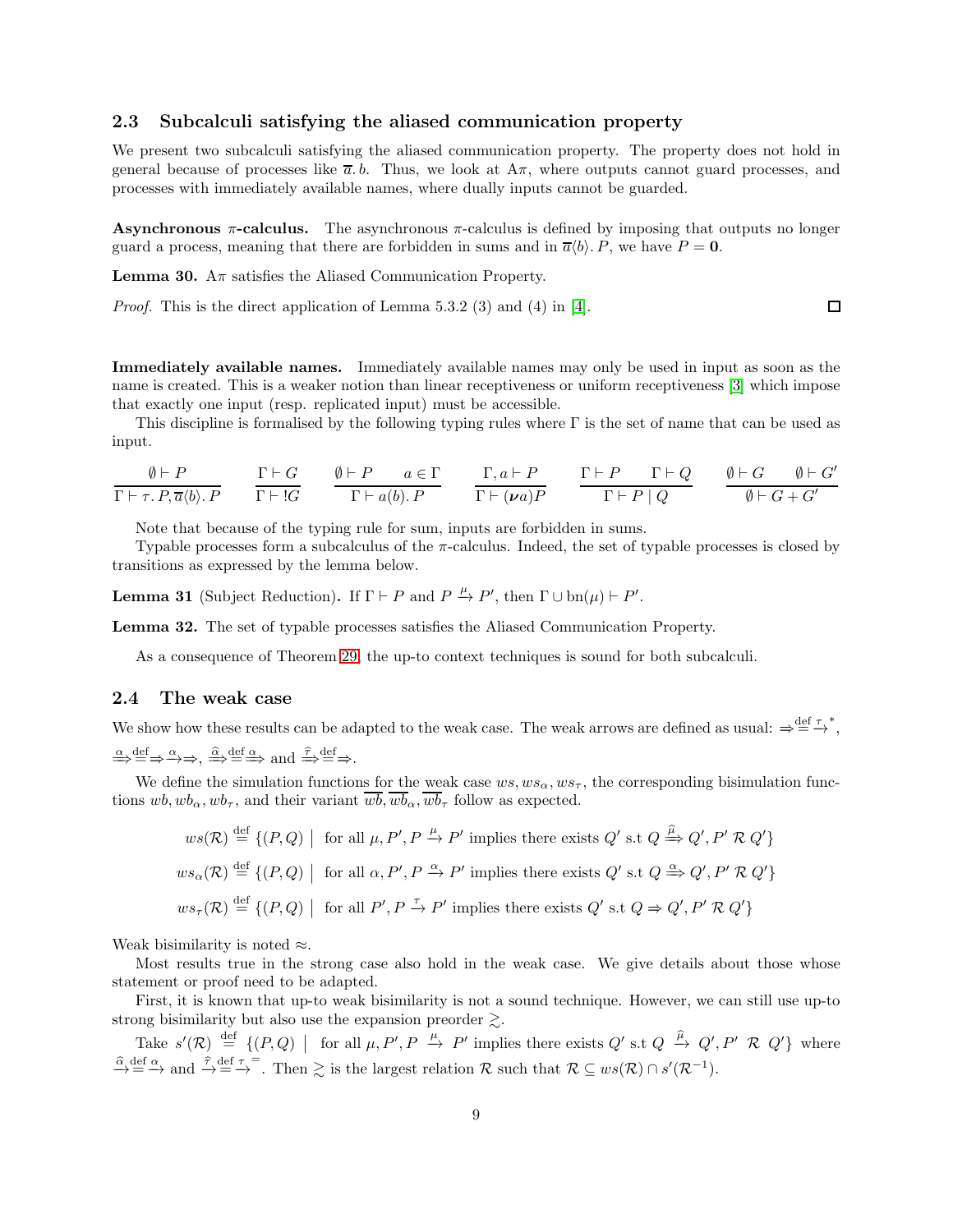### 2.3 Subcalculi satisfying the aliased communication property

We present two subcalculi satisfying the aliased communication property. The property does not hold in general because of processes like $\overline{a}.\, b$. Thus, we look at A$\pi$, where outputs cannot guard processes, and processes with immediately available names, where dually inputs cannot be guarded.

**Asynchronous $\pi$-calculus.** The asynchronous $\pi$-calculus is defined by imposing that outputs no longer guard a process, meaning that there are forbidden in sums and in $\overline{a}\langle b\rangle.\, P$, we have $P = \mathbf{0}$.

**Lemma 30.** A$\pi$ satisfies the Aliased Communication Property.

*Proof.* This is the direct application of Lemma 5.3.2 (3) and (4) in [4]. ◻

**Immediately available names.** Immediately available names may only be used in input as soon as the name is created. This is a weaker notion than linear receptiveness or uniform receptiveness [3] which impose that exactly one input (resp. replicated input) must be accessible.

This discipline is formalised by the following typing rules where $\Gamma$ is the set of name that can be used as input.

$$\frac{\emptyset \vdash P}{\Gamma \vdash \tau.\, P, \overline{a}\langle b\rangle.\, P} \qquad \frac{\Gamma \vdash G}{\Gamma \vdash !G} \qquad \frac{\emptyset \vdash P \qquad a \in \Gamma}{\Gamma \vdash a(b).\, P} \qquad \frac{\Gamma, a \vdash P}{\Gamma \vdash (\boldsymbol{\nu} a)P} \qquad \frac{\Gamma \vdash P \qquad \Gamma \vdash Q}{\Gamma \vdash P \mid Q} \qquad \frac{\emptyset \vdash G \qquad \emptyset \vdash G'}{\emptyset \vdash G + G'}$$

Note that because of the typing rule for sum, inputs are forbidden in sums.

Typable processes form a subcalculus of the $\pi$-calculus. Indeed, the set of typable processes is closed by transitions as expressed by the lemma below.

**Lemma 31** (Subject Reduction)**.** If $\Gamma \vdash P$ and $P \xrightarrow{\mu} P'$, then $\Gamma \cup \mathrm{bn}(\mu) \vdash P'$.

**Lemma 32.** The set of typable processes satisfies the Aliased Communication Property.

As a consequence of Theorem 29, the up-to context techniques is sound for both subcalculi.

### 2.4 The weak case

We show how these results can be adapted to the weak case. The weak arrows are defined as usual: $\Rightarrow \stackrel{\text{def}}{=} \xrightarrow{\tau}{}^{*}$, $\stackrel{\alpha}{\Rightarrow} \stackrel{\text{def}}{=} \Rightarrow\xrightarrow{\alpha}\Rightarrow$, $\stackrel{\widehat{\alpha}}{\Rightarrow} \stackrel{\text{def}}{=} \stackrel{\alpha}{\Rightarrow}$ and $\stackrel{\widehat{\tau}}{\Rightarrow} \stackrel{\text{def}}{=} \Rightarrow$.

We define the simulation functions for the weak case $ws, ws_\alpha, ws_\tau$, the corresponding bisimulation functions $wb, wb_\alpha, wb_\tau$, and their variant $\overline{wb}, \overline{wb}_\alpha, \overline{wb}_\tau$ follow as expected.

$$ws(\mathcal{R}) \stackrel{\text{def}}{=} \{(P,Q) \mid \text{ for all } \mu, P', P \xrightarrow{\mu} P' \text{ implies there exists } Q' \text{ s.t } Q \stackrel{\widehat{\mu}}{\Rightarrow} Q', P' \mathrel{\mathcal{R}} Q'\}$$

$$ws_\alpha(\mathcal{R}) \stackrel{\text{def}}{=} \{(P,Q) \mid \text{ for all } \alpha, P', P \xrightarrow{\alpha} P' \text{ implies there exists } Q' \text{ s.t } Q \stackrel{\alpha}{\Rightarrow} Q', P' \mathrel{\mathcal{R}} Q'\}$$

$$ws_\tau(\mathcal{R}) \stackrel{\text{def}}{=} \{(P,Q) \mid \text{ for all } P', P \xrightarrow{\tau} P' \text{ implies there exists } Q' \text{ s.t } Q \Rightarrow Q', P' \mathrel{\mathcal{R}} Q'\}$$

Weak bisimilarity is noted $\approx$.

Most results true in the strong case also hold in the weak case. We give details about those whose statement or proof need to be adapted.

First, it is known that up-to weak bisimilarity is not a sound technique. However, we can still use up-to strong bisimilarity but also use the expansion preorder $\gtrsim$.

Take $s'(\mathcal{R}) \stackrel{\text{def}}{=} \{(P,Q) \mid \text{ for all } \mu, P', P \xrightarrow{\mu} P' \text{ implies there exists } Q' \text{ s.t } Q \xrightarrow{\widehat{\mu}} Q', P' \mathrel{\mathcal{R}} Q'\}$ where $\xrightarrow{\widehat{\alpha}} \stackrel{\text{def}}{=} \xrightarrow{\alpha}$ and $\xrightarrow{\widehat{\tau}} \stackrel{\text{def}}{=} \xrightarrow{\tau}{}^{=}$. Then $\gtrsim$ is the largest relation $\mathcal{R}$ such that $\mathcal{R} \subseteq ws(\mathcal{R}) \cap s'(\mathcal{R}^{-1})$.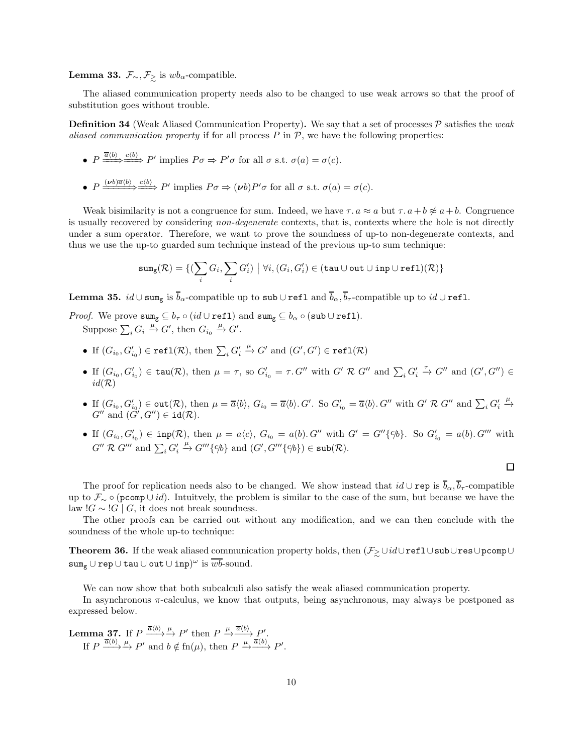**Lemma 33.** $\mathcal{F}_\sim, \mathcal{F}_{\gtrsim}$ is $wb_\alpha$-compatible.

The aliased communication property needs also to be changed to use weak arrows so that the proof of substitution goes without trouble.

**Definition 34** (Weak Aliased Communication Property)**.** We say that a set of processes $\mathcal{P}$ satisfies the *weak aliased communication property* if for all process $P$ in $\mathcal{P}$, we have the following properties:

- $P \overset{\overline{a}\langle b\rangle}{\Longrightarrow}\overset{c\langle b\rangle}{\Longrightarrow} P'$ implies $P\sigma \Rightarrow P'\sigma$ for all $\sigma$ s.t. $\sigma(a) = \sigma(c)$.
- $P \overset{(\boldsymbol{\nu}b)\overline{a}\langle b\rangle}{\Longrightarrow}\overset{c\langle b\rangle}{\Longrightarrow} P'$ implies $P\sigma \Rightarrow (\boldsymbol{\nu}b)P'\sigma$ for all $\sigma$ s.t. $\sigma(a) = \sigma(c)$.

Weak bisimilarity is not a congruence for sum. Indeed, we have $\tau.\, a \approx a$ but $\tau.\, a + b \not\approx a + b$. Congruence is usually recovered by considering *non-degenerate* contexts, that is, contexts where the hole is not directly under a sum operator. Therefore, we want to prove the soundness of up-to non-degenerate contexts, and thus we use the up-to guarded sum technique instead of the previous up-to sum technique:

$$\mathtt{sum_g}(\mathcal{R}) = \{(\sum_i G_i, \sum_i G'_i) \mid \forall i, (G_i, G'_i) \in (\mathtt{tau} \cup \mathtt{out} \cup \mathtt{inp} \cup \mathtt{refl})(\mathcal{R})\}$$

**Lemma 35.** $id \cup \mathtt{sum_g}$ is $\overline{b}_\alpha$-compatible up to $\mathtt{sub} \cup \mathtt{refl}$ and $\overline{b}_\alpha, \overline{b}_\tau$-compatible up to $id \cup \mathtt{refl}$.

*Proof.* We prove $\mathtt{sum_g} \subseteq b_\tau \circ (id \cup \mathtt{refl})$ and $\mathtt{sum_g} \subseteq b_\alpha \circ (\mathtt{sub} \cup \mathtt{refl})$.
Suppose $\sum_i G_i \xrightarrow{\mu} G'$, then $G_{i_0} \xrightarrow{\mu} G'$.

- If $(G_{i_0}, G'_{i_0}) \in \mathtt{refl}(\mathcal{R})$, then $\sum_i G'_i \xrightarrow{\mu} G'$ and $(G', G') \in \mathtt{refl}(\mathcal{R})$
- If $(G_{i_0}, G'_{i_0}) \in \mathtt{tau}(\mathcal{R})$, then $\mu = \tau$, so $G'_{i_0} = \tau.\, G''$ with $G' \mathrel{\mathcal{R}} G''$ and $\sum_i G'_i \xrightarrow{\tau} G''$ and $(G', G'') \in id(\mathcal{R})$
- If $(G_{i_0}, G'_{i_0}) \in \mathtt{out}(\mathcal{R})$, then $\mu = \overline{a}\langle b\rangle$, $G_{i_0} = \overline{a}\langle b\rangle.\, G'$. So $G'_{i_0} = \overline{a}\langle b\rangle.\, G''$ with $G' \mathrel{\mathcal{R}} G''$ and $\sum_i G'_i \xrightarrow{\mu} G''$ and $(G', G'') \in \mathtt{id}(\mathcal{R})$.
- If $(G_{i_0}, G'_{i_0}) \in \mathtt{inp}(\mathcal{R})$, then $\mu = a\langle c\rangle$, $G_{i_0} = a(b).\, G''$ with $G' = G''\{c/b\}$. So $G'_{i_0} = a(b).\, G'''$ with $G'' \mathrel{\mathcal{R}} G'''$ and $\sum_i G'_i \xrightarrow{\mu} G'''\{c/b\}$ and $(G', G'''\{c/b\}) \in \mathtt{sub}(\mathcal{R})$.

$\square$

The proof for replication needs also to be changed. We show instead that $id \cup \mathtt{rep}$ is $\overline{b}_\alpha, \overline{b}_\tau$-compatible up to $\mathcal{F}_\sim \circ (\mathtt{pcomp} \cup id)$. Intuitvely, the problem is similar to the case of the sum, but because we have the law $!G \sim !G \mid G$, it does not break soundness.

The other proofs can be carried out without any modification, and we can then conclude with the soundness of the whole up-to technique:

**Theorem 36.** If the weak aliased communication property holds, then $(\mathcal{F}_{\gtrsim} \cup id \cup \mathtt{refl} \cup \mathtt{sub} \cup \mathtt{res} \cup \mathtt{pcomp} \cup \mathtt{sum_g} \cup \mathtt{rep} \cup \mathtt{tau} \cup \mathtt{out} \cup \mathtt{inp})^\omega$ is $\overline{wb}$-sound.

We can now show that both subcalculi also satisfy the weak aliased communication property.

In asynchronous $\pi$-calculus, we know that outputs, being asynchronous, may always be postponed as expressed below.

**Lemma 37.** If $P \xrightarrow{\overline{a}\langle b\rangle}\xrightarrow{\mu} P'$ then $P \xrightarrow{\mu}\xrightarrow{\overline{a}\langle b\rangle} P'$.
If $P \xrightarrow{\overline{a}(b)}\xrightarrow{\mu} P'$ and $b \notin \mathrm{fn}(\mu)$, then $P \xrightarrow{\mu}\xrightarrow{\overline{a}(b)} P'$.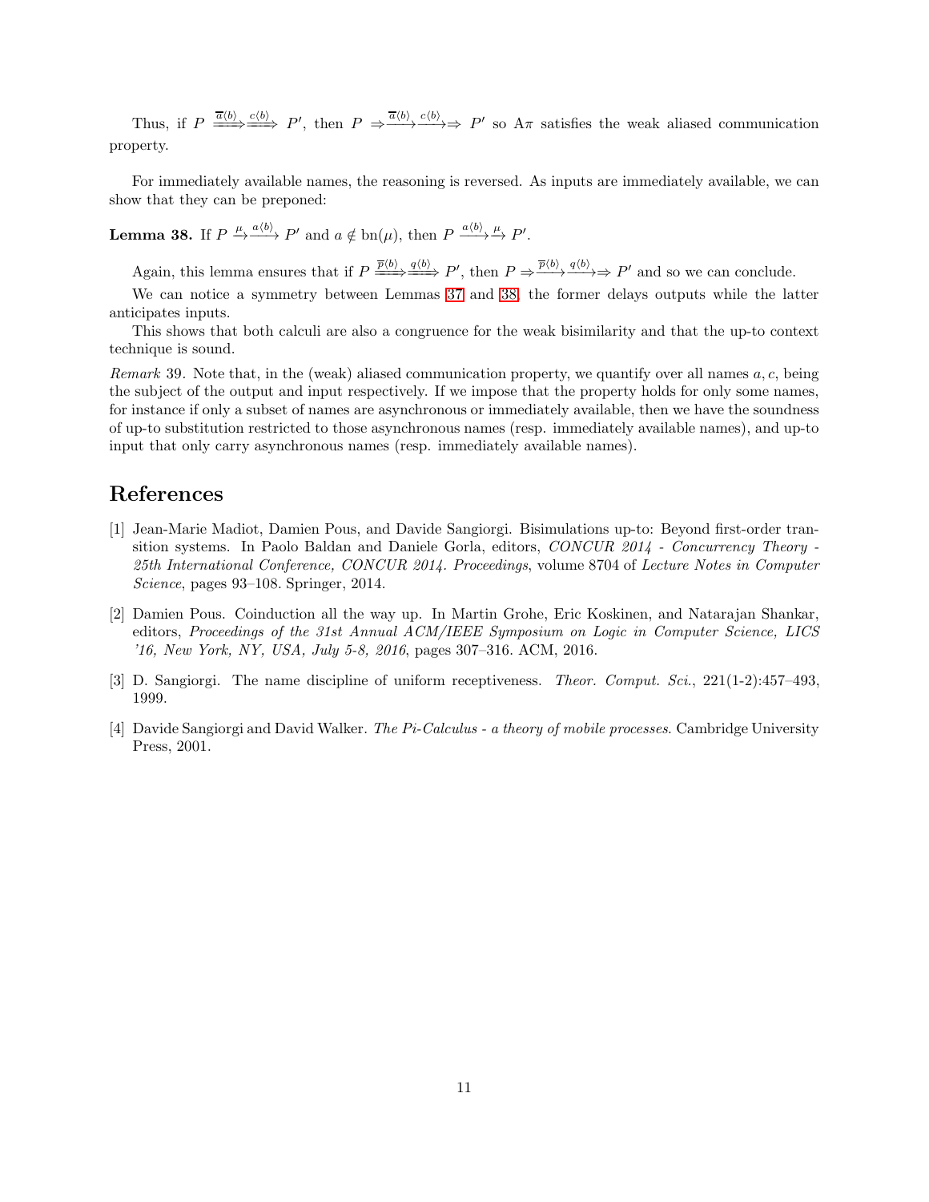Thus, if $P \xRightarrow{\overline{a}\langle b\rangle}\xRightarrow{c\langle b\rangle} P'$, then $P \Rightarrow\xrightarrow{\overline{a}\langle b\rangle}\xrightarrow{c\langle b\rangle}\Rightarrow P'$ so A$\pi$ satisfies the weak aliased communication property.

For immediately available names, the reasoning is reversed. As inputs are immediately available, we can show that they can be preponed:

**Lemma 38.** If $P \xrightarrow{\mu}\xrightarrow{a\langle b\rangle} P'$ and $a \notin \mathrm{bn}(\mu)$, then $P \xrightarrow{a\langle b\rangle}\xrightarrow{\mu} P'$.

Again, this lemma ensures that if $P \xRightarrow{\overline{p}\langle b\rangle}\xRightarrow{q\langle b\rangle} P'$, then $P \Rightarrow\xrightarrow{\overline{p}\langle b\rangle}\xrightarrow{q\langle b\rangle}\Rightarrow P'$ and so we can conclude.

We can notice a symmetry between Lemmas 37 and 38, the former delays outputs while the latter anticipates inputs.

This shows that both calculi are also a congruence for the weak bisimilarity and that the up-to context technique is sound.

*Remark* 39. Note that, in the (weak) aliased communication property, we quantify over all names $a, c$, being the subject of the output and input respectively. If we impose that the property holds for only some names, for instance if only a subset of names are asynchronous or immediately available, then we have the soundness of up-to substitution restricted to those asynchronous names (resp. immediately available names), and up-to input that only carry asynchronous names (resp. immediately available names).

## References

[1] Jean-Marie Madiot, Damien Pous, and Davide Sangiorgi. Bisimulations up-to: Beyond first-order transition systems. In Paolo Baldan and Daniele Gorla, editors, *CONCUR 2014 - Concurrency Theory - 25th International Conference, CONCUR 2014. Proceedings*, volume 8704 of *Lecture Notes in Computer Science*, pages 93–108. Springer, 2014.

[2] Damien Pous. Coinduction all the way up. In Martin Grohe, Eric Koskinen, and Natarajan Shankar, editors, *Proceedings of the 31st Annual ACM/IEEE Symposium on Logic in Computer Science, LICS '16, New York, NY, USA, July 5-8, 2016*, pages 307–316. ACM, 2016.

[3] D. Sangiorgi. The name discipline of uniform receptiveness. *Theor. Comput. Sci.*, 221(1-2):457–493, 1999.

[4] Davide Sangiorgi and David Walker. *The Pi-Calculus - a theory of mobile processes*. Cambridge University Press, 2001.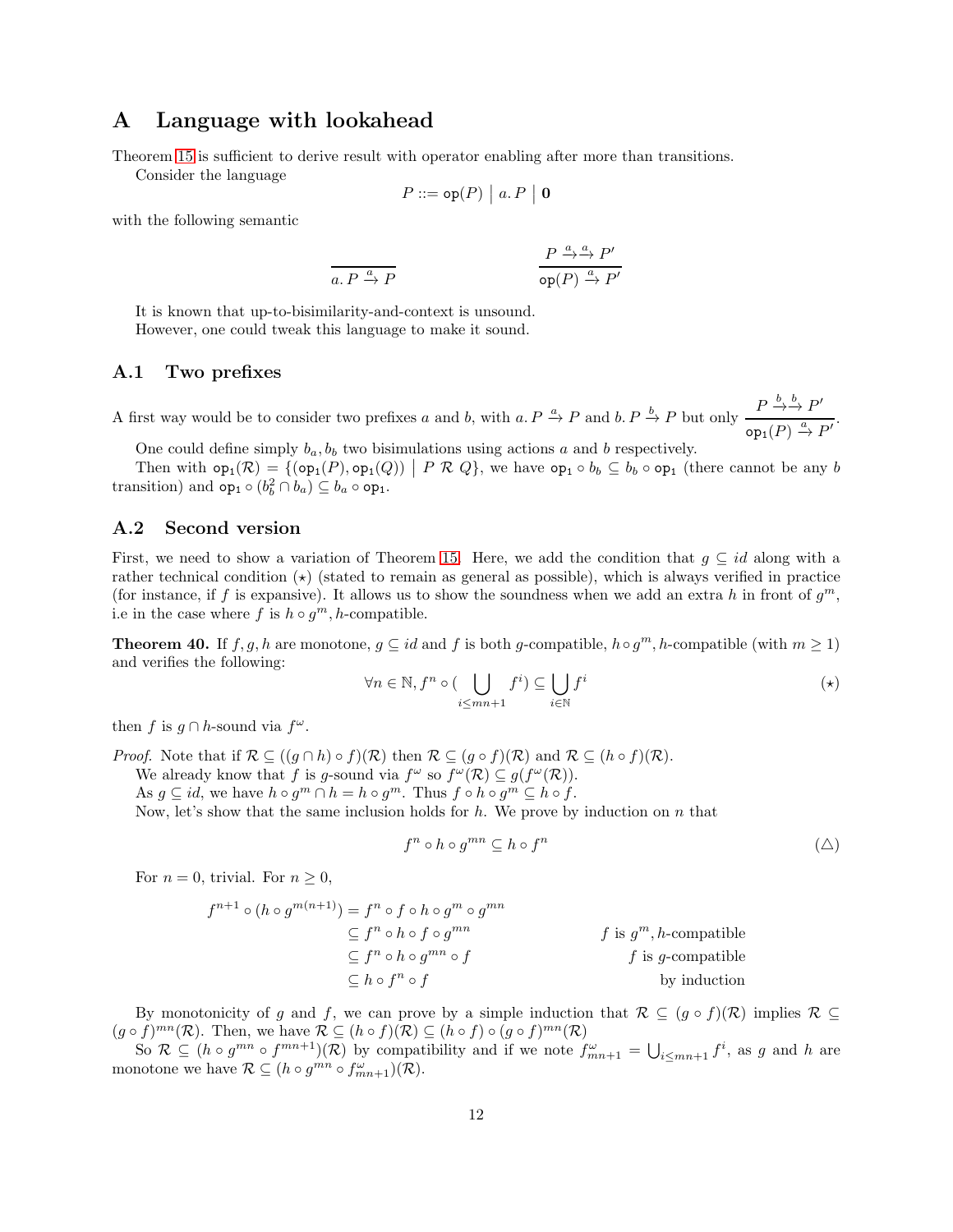# A Language with lookahead

Theorem 15 is sufficient to derive result with operator enabling after more than transitions.

Consider the language

$$P ::= \mathtt{op}(P) \mid a.\, P \mid \mathbf{0}$$

with the following semantic

$$\frac{}{a.\, P \xrightarrow{a} P} \qquad\qquad \frac{P \xrightarrow{a}\xrightarrow{a} P'}{\mathtt{op}(P) \xrightarrow{a} P'}$$

It is known that up-to-bisimilarity-and-context is unsound.

However, one could tweak this language to make it sound.

## A.1 Two prefixes

A first way would be to consider two prefixes $a$ and $b$, with $a.\, P \xrightarrow{a} P$ and $b.\, P \xrightarrow{b} P$ but only $\dfrac{P \xrightarrow{b}\xrightarrow{b} P'}{\mathtt{op}_1(P) \xrightarrow{a} P'}$.

One could define simply $b_a, b_b$ two bisimulations using actions $a$ and $b$ respectively.

Then with $\mathtt{op}_1(\mathcal{R}) = \{(\mathtt{op}_1(P), \mathtt{op}_1(Q)) \mid P \mathrel{\mathcal{R}} Q\}$, we have $\mathtt{op}_1 \circ b_b \subseteq b_b \circ \mathtt{op}_1$ (there cannot be any $b$ transition) and $\mathtt{op}_1 \circ (b_b^2 \cap b_a) \subseteq b_a \circ \mathtt{op}_1$.

## A.2 Second version

First, we need to show a variation of Theorem 15. Here, we add the condition that $g \subseteq id$ along with a rather technical condition $(\star)$ (stated to remain as general as possible), which is always verified in practice (for instance, if $f$ is expansive). It allows us to show the soundness when we add an extra $h$ in front of $g^m$, i.e in the case where $f$ is $h \circ g^m, h$-compatible.

**Theorem 40.** If $f, g, h$ are monotone, $g \subseteq id$ and $f$ is both $g$-compatible, $h \circ g^m, h$-compatible (with $m \geq 1$) and verifies the following:

$$\forall n \in \mathbb{N}, f^n \circ \Big(\bigcup_{i \leq mn+1} f^i\Big) \subseteq \bigcup_{i \in \mathbb{N}} f^i \tag{$\star$}$$

then $f$ is $g \cap h$-sound via $f^\omega$.

*Proof.* Note that if $\mathcal{R} \subseteq ((g \cap h) \circ f)(\mathcal{R})$ then $\mathcal{R} \subseteq (g \circ f)(\mathcal{R})$ and $\mathcal{R} \subseteq (h \circ f)(\mathcal{R})$.

We already know that $f$ is $g$-sound via $f^\omega$ so $f^\omega(\mathcal{R}) \subseteq g(f^\omega(\mathcal{R}))$.

As $g \subseteq id$, we have $h \circ g^m \cap h = h \circ g^m$. Thus $f \circ h \circ g^m \subseteq h \circ f$.

Now, let's show that the same inclusion holds for $h$. We prove by induction on $n$ that

$$f^n \circ h \circ g^{mn} \subseteq h \circ f^n \tag{$\triangle$}$$

For $n = 0$, trivial. For $n \geq 0$,

$$\begin{aligned}
f^{n+1} \circ (h \circ g^{m(n+1)}) &= f^n \circ f \circ h \circ g^m \circ g^{mn} && \\
&\subseteq f^n \circ h \circ f \circ g^{mn} && f \text{ is } g^m, h\text{-compatible} \\
&\subseteq f^n \circ h \circ g^{mn} \circ f && f \text{ is } g\text{-compatible} \\
&\subseteq h \circ f^n \circ f && \text{by induction}
\end{aligned}$$

By monotonicity of $g$ and $f$, we can prove by a simple induction that $\mathcal{R} \subseteq (g \circ f)(\mathcal{R})$ implies $\mathcal{R} \subseteq (g \circ f)^{mn}(\mathcal{R})$. Then, we have $\mathcal{R} \subseteq (h \circ f)(\mathcal{R}) \subseteq (h \circ f) \circ (g \circ f)^{mn}(\mathcal{R})$

So $\mathcal{R} \subseteq (h \circ g^{mn} \circ f^{mn+1})(\mathcal{R})$ by compatibility and if we note $f^\omega_{mn+1} = \bigcup_{i \leq mn+1} f^i$, as $g$ and $h$ are monotone we have $\mathcal{R} \subseteq (h \circ g^{mn} \circ f^\omega_{mn+1})(\mathcal{R})$.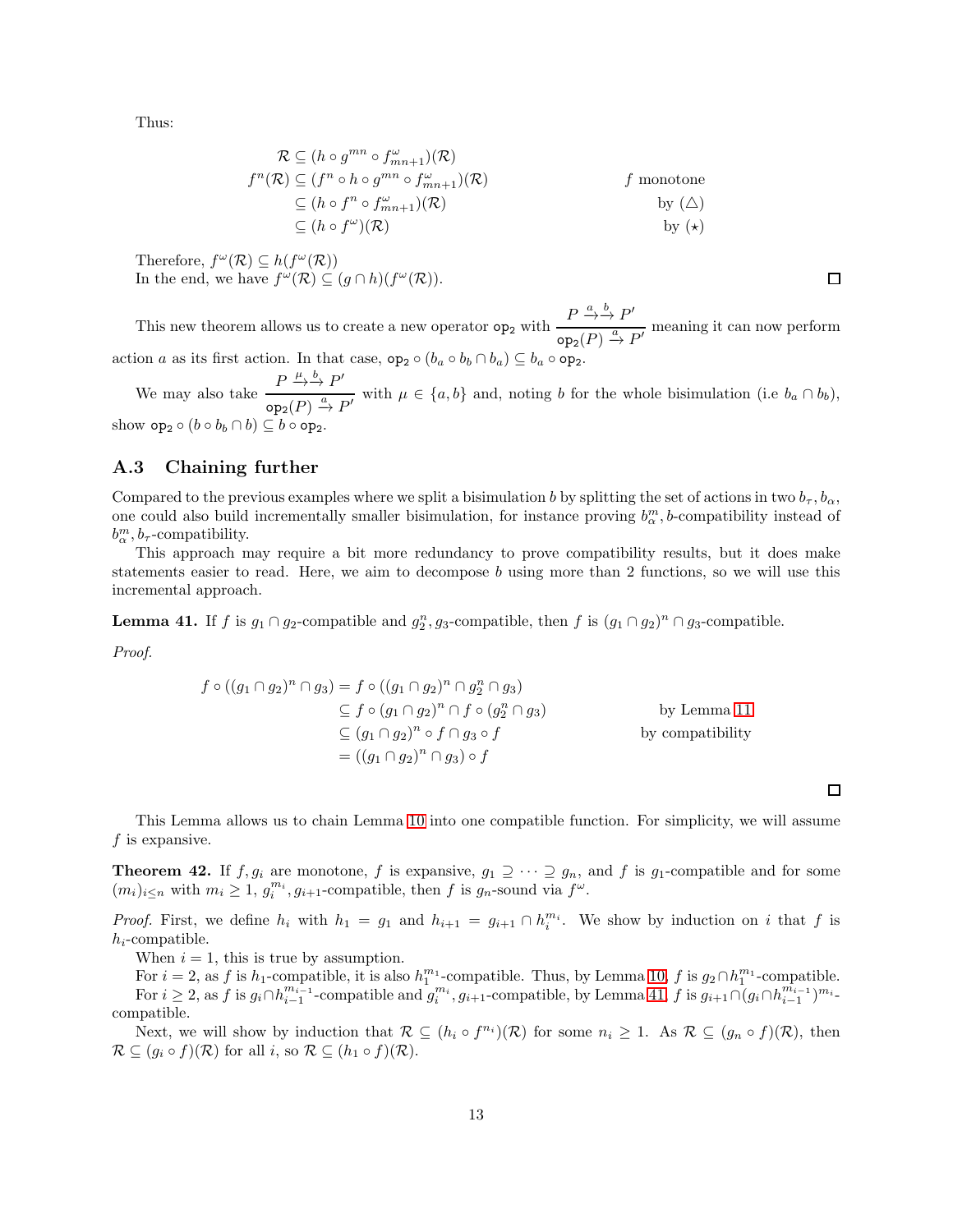Thus:

$$
\begin{aligned}
\mathcal{R} &\subseteq (h \circ g^{mn} \circ f^{\omega}_{mn+1})(\mathcal{R}) \\
f^n(\mathcal{R}) &\subseteq (f^n \circ h \circ g^{mn} \circ f^{\omega}_{mn+1})(\mathcal{R}) && f \text{ monotone} \\
&\subseteq (h \circ f^n \circ f^{\omega}_{mn+1})(\mathcal{R}) && \text{by } (\triangle) \\
&\subseteq (h \circ f^{\omega})(\mathcal{R}) && \text{by } (\star)
\end{aligned}
$$

Therefore, $f^{\omega}(\mathcal{R}) \subseteq h(f^{\omega}(\mathcal{R}))$
In the end, we have $f^{\omega}(\mathcal{R}) \subseteq (g \cap h)(f^{\omega}(\mathcal{R}))$. □

This new theorem allows us to create a new operator $\texttt{op}_2$ with $\dfrac{P \xrightarrow{a}\xrightarrow{b} P'}{\texttt{op}_2(P) \xrightarrow{a} P'}$ meaning it can now perform action $a$ as its first action. In that case, $\texttt{op}_2 \circ (b_a \circ b_b \cap b_a) \subseteq b_a \circ \texttt{op}_2$.

We may also take $\dfrac{P \xrightarrow{\mu}\xrightarrow{b} P'}{\texttt{op}_2(P) \xrightarrow{a} P'}$ with $\mu \in \{a, b\}$ and, noting $b$ for the whole bisimulation (i.e $b_a \cap b_b$), show $\texttt{op}_2 \circ (b \circ b_b \cap b) \subseteq b \circ \texttt{op}_2$.

## A.3 Chaining further

Compared to the previous examples where we split a bisimulation $b$ by splitting the set of actions in two $b_\tau, b_\alpha$, one could also build incrementally smaller bisimulation, for instance proving $b^m_\alpha, b$-compatibility instead of $b^m_\alpha, b_\tau$-compatibility.

This approach may require a bit more redundancy to prove compatibility results, but it does make statements easier to read. Here, we aim to decompose $b$ using more than 2 functions, so we will use this incremental approach.

**Lemma 41.** If $f$ is $g_1 \cap g_2$-compatible and $g_2^n, g_3$-compatible, then $f$ is $(g_1 \cap g_2)^n \cap g_3$-compatible.

*Proof.*

$$
\begin{aligned}
f \circ ((g_1 \cap g_2)^n \cap g_3) &= f \circ ((g_1 \cap g_2)^n \cap g_2^n \cap g_3) \\
&\subseteq f \circ (g_1 \cap g_2)^n \cap f \circ (g_2^n \cap g_3) && \text{by Lemma 11} \\
&\subseteq (g_1 \cap g_2)^n \circ f \cap g_3 \circ f && \text{by compatibility} \\
&= ((g_1 \cap g_2)^n \cap g_3) \circ f
\end{aligned}
$$

□

This Lemma allows us to chain Lemma 10 into one compatible function. For simplicity, we will assume $f$ is expansive.

**Theorem 42.** If $f, g_i$ are monotone, $f$ is expansive, $g_1 \supseteq \cdots \supseteq g_n$, and $f$ is $g_1$-compatible and for some $(m_i)_{i \leq n}$ with $m_i \geq 1$, $g_i^{m_i}, g_{i+1}$-compatible, then $f$ is $g_n$-sound via $f^{\omega}$.

*Proof.* First, we define $h_i$ with $h_1 = g_1$ and $h_{i+1} = g_{i+1} \cap h_i^{m_i}$. We show by induction on $i$ that $f$ is $h_i$-compatible.

When $i = 1$, this is true by assumption.

For $i = 2$, as $f$ is $h_1$-compatible, it is also $h_1^{m_1}$-compatible. Thus, by Lemma 10, $f$ is $g_2 \cap h_1^{m_1}$-compatible.

For $i \geq 2$, as $f$ is $g_i \cap h_{i-1}^{m_{i-1}}$-compatible and $g_i^{m_i}, g_{i+1}$-compatible, by Lemma 41, $f$ is $g_{i+1} \cap (g_i \cap h_{i-1}^{m_{i-1}})^{m_i}$-compatible.

Next, we will show by induction that $\mathcal{R} \subseteq (h_i \circ f^{n_i})(\mathcal{R})$ for some $n_i \geq 1$. As $\mathcal{R} \subseteq (g_n \circ f)(\mathcal{R})$, then $\mathcal{R} \subseteq (g_i \circ f)(\mathcal{R})$ for all $i$, so $\mathcal{R} \subseteq (h_1 \circ f)(\mathcal{R})$.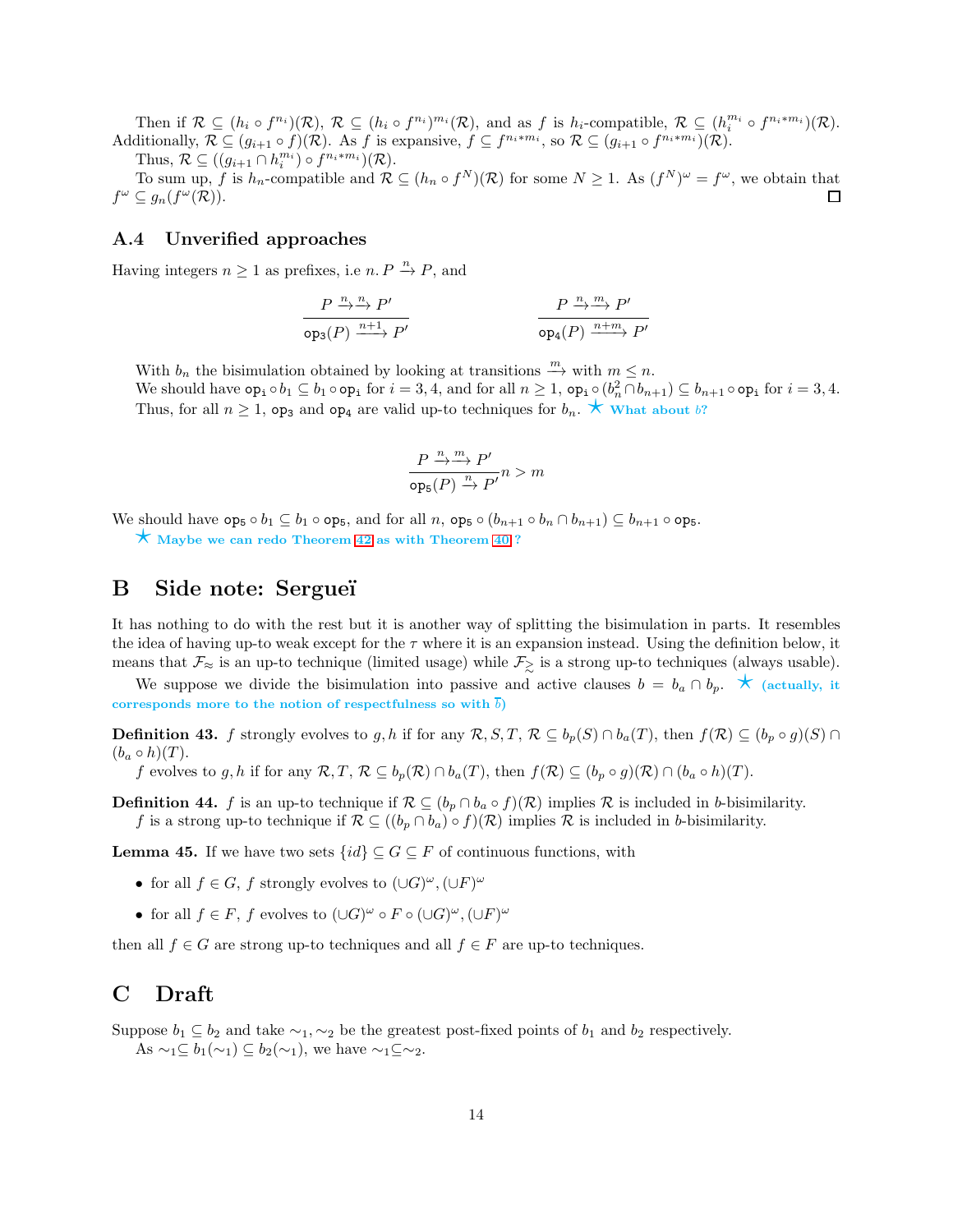Then if $\mathcal{R} \subseteq (h_i \circ f^{n_i})(\mathcal{R})$, $\mathcal{R} \subseteq (h_i \circ f^{n_i})^{m_i}(\mathcal{R})$, and as $f$ is $h_i$-compatible, $\mathcal{R} \subseteq (h_i^{m_i} \circ f^{n_i * m_i})(\mathcal{R})$. Additionally, $\mathcal{R} \subseteq (g_{i+1} \circ f)(\mathcal{R})$. As $f$ is expansive, $f \subseteq f^{n_i * m_i}$, so $\mathcal{R} \subseteq (g_{i+1} \circ f^{n_i * m_i})(\mathcal{R})$.

Thus, $\mathcal{R} \subseteq ((g_{i+1} \cap h_i^{m_i}) \circ f^{n_i * m_i})(\mathcal{R})$.

To sum up, $f$ is $h_n$-compatible and $\mathcal{R} \subseteq (h_n \circ f^N)(\mathcal{R})$ for some $N \geq 1$. As $(f^N)^\omega = f^\omega$, we obtain that $f^\omega \subseteq g_n(f^\omega(\mathcal{R}))$. ☐

### A.4 Unverified approaches

Having integers $n \geq 1$ as prefixes, i.e $n.\, P \xrightarrow{n} P$, and

$$\frac{P \xrightarrow{n}\xrightarrow{n} P'}{\mathtt{op_3}(P) \xrightarrow{n+1} P'} \qquad\qquad \frac{P \xrightarrow{n}\xrightarrow{m} P'}{\mathtt{op_4}(P) \xrightarrow{n+m} P'}$$

With $b_n$ the bisimulation obtained by looking at transitions $\xrightarrow{m}$ with $m \leq n$.

We should have $\mathtt{op_i} \circ b_1 \subseteq b_1 \circ \mathtt{op_i}$ for $i = 3, 4$, and for all $n \geq 1$, $\mathtt{op_i} \circ (b_n^2 \cap b_{n+1}) \subseteq b_{n+1} \circ \mathtt{op_i}$ for $i = 3, 4$. Thus, for all $n \geq 1$, $\mathtt{op_3}$ and $\mathtt{op_4}$ are valid up-to techniques for $b_n$. ★ **What about $b$?**

$$\frac{P \xrightarrow{n}\xrightarrow{m} P'}{\mathtt{op_5}(P) \xrightarrow{n} P'} n > m$$

We should have $\mathtt{op_5} \circ b_1 \subseteq b_1 \circ \mathtt{op_5}$, and for all $n$, $\mathtt{op_5} \circ (b_{n+1} \circ b_n \cap b_{n+1}) \subseteq b_{n+1} \circ \mathtt{op_5}$.

★ **Maybe we can redo Theorem 42 as with Theorem 40 ?**

## B Side note: Sergueï

It has nothing to do with the rest but it is another way of splitting the bisimulation in parts. It resembles the idea of having up-to weak except for the $\tau$ where it is an expansion instead. Using the definition below, it means that $\mathcal{F}_{\approx}$ is an up-to technique (limited usage) while $\mathcal{F}_{\gtrsim}$ is a strong up-to techniques (always usable).

We suppose we divide the bisimulation into passive and active clauses $b = b_a \cap b_p$. ★ **(actually, it corresponds more to the notion of respectfulness so with $\overline{b}$)**

**Definition 43.** $f$ strongly evolves to $g, h$ if for any $\mathcal{R}, S, T$, $\mathcal{R} \subseteq b_p(S) \cap b_a(T)$, then $f(\mathcal{R}) \subseteq (b_p \circ g)(S) \cap (b_a \circ h)(T)$.

$f$ evolves to $g, h$ if for any $\mathcal{R}, T$, $\mathcal{R} \subseteq b_p(\mathcal{R}) \cap b_a(T)$, then $f(\mathcal{R}) \subseteq (b_p \circ g)(\mathcal{R}) \cap (b_a \circ h)(T)$.

**Definition 44.** $f$ is an up-to technique if $\mathcal{R} \subseteq (b_p \cap b_a \circ f)(\mathcal{R})$ implies $\mathcal{R}$ is included in $b$-bisimilarity.

$f$ is a strong up-to technique if $\mathcal{R} \subseteq ((b_p \cap b_a) \circ f)(\mathcal{R})$ implies $\mathcal{R}$ is included in $b$-bisimilarity.

**Lemma 45.** If we have two sets $\{id\} \subseteq G \subseteq F$ of continuous functions, with

- for all $f \in G$, $f$ strongly evolves to $(\cup G)^\omega, (\cup F)^\omega$
- for all $f \in F$, $f$ evolves to $(\cup G)^\omega \circ F \circ (\cup G)^\omega, (\cup F)^\omega$

then all $f \in G$ are strong up-to techniques and all $f \in F$ are up-to techniques.

## C Draft

Suppose $b_1 \subseteq b_2$ and take $\sim_1, \sim_2$ be the greatest post-fixed points of $b_1$ and $b_2$ respectively.

As $\sim_1 \subseteq b_1(\sim_1) \subseteq b_2(\sim_1)$, we have $\sim_1 \subseteq \sim_2$.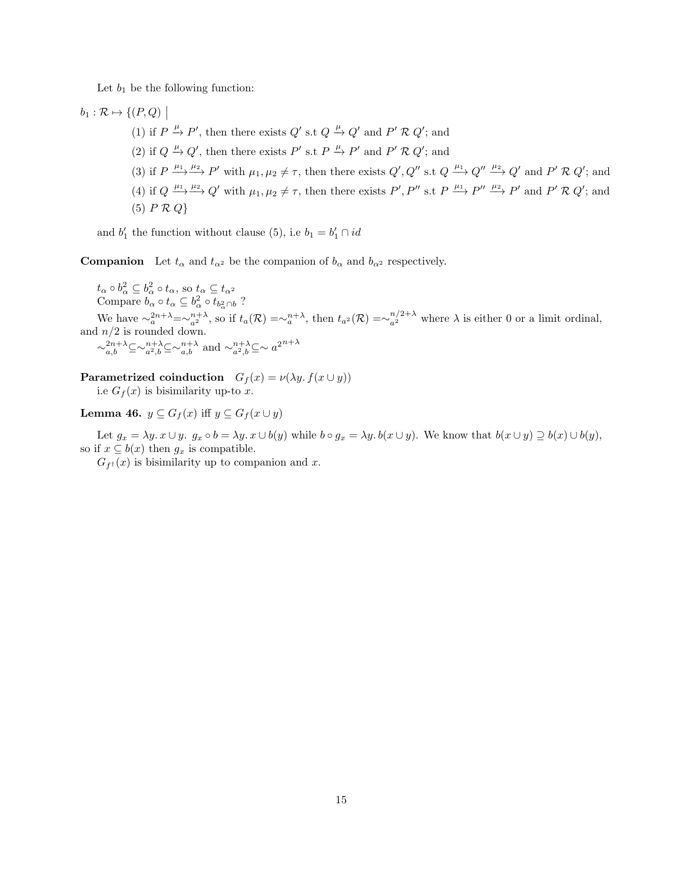Let $b_1$ be the following function:

$b_1 : \mathcal{R} \mapsto \{(P, Q) \mid$

(1) if $P \xrightarrow{\mu} P'$, then there exists $Q'$ s.t $Q \xrightarrow{\mu} Q'$ and $P' \mathrel{\mathcal{R}} Q'$; and

(2) if $Q \xrightarrow{\mu} Q'$, then there exists $P'$ s.t $P \xrightarrow{\mu} P'$ and $P' \mathrel{\mathcal{R}} Q'$; and

(3) if $P \xrightarrow{\mu_1}\xrightarrow{\mu_2} P'$ with $\mu_1, \mu_2 \neq \tau$, then there exists $Q', Q''$ s.t $Q \xrightarrow{\mu_1} Q'' \xrightarrow{\mu_2} Q'$ and $P' \mathrel{\mathcal{R}} Q'$; and

(4) if $Q \xrightarrow{\mu_1}\xrightarrow{\mu_2} Q'$ with $\mu_1, \mu_2 \neq \tau$, then there exists $P', P''$ s.t $P \xrightarrow{\mu_1} P'' \xrightarrow{\mu_2} P'$ and $P' \mathrel{\mathcal{R}} Q'$; and

(5) $P \mathrel{\mathcal{R}} Q\}$

and $b_1'$ the function without clause (5), i.e $b_1 = b_1' \cap id$

**Companion** Let $t_\alpha$ and $t_{\alpha^2}$ be the companion of $b_\alpha$ and $b_{\alpha^2}$ respectively.

$t_\alpha \circ b_\alpha^2 \subseteq b_\alpha^2 \circ t_\alpha$, so $t_\alpha \subseteq t_{\alpha^2}$

Compare $b_\alpha \circ t_\alpha \subseteq b_\alpha^2 \circ t_{b_\alpha^2 \cap b}$ ?

We have $\sim_a^{2n+\lambda} = \sim_{a^2}^{n+\lambda}$, so if $t_a(\mathcal{R}) = \sim_a^{n+\lambda}$, then $t_{a^2}(\mathcal{R}) = \sim_{a^2}^{n/2+\lambda}$ where $\lambda$ is either 0 or a limit ordinal, and $n/2$ is rounded down.

$\sim_{a,b}^{2n+\lambda} \subseteq \sim_{a^2,b}^{n+\lambda} \subseteq \sim_{a,b}^{n+\lambda}$ and $\sim_{a^2,b}^{n+\lambda} \subseteq \sim a^{2^{n+\lambda}}$

**Parametrized coinduction** $G_f(x) = \nu(\lambda y.\, f(x \cup y))$

i.e $G_f(x)$ is bisimilarity up-to $x$.

**Lemma 46.** $y \subseteq G_f(x)$ iff $y \subseteq G_f(x \cup y)$

Let $g_x = \lambda y.\, x \cup y$. $g_x \circ b = \lambda y.\, x \cup b(y)$ while $b \circ g_x = \lambda y.\, b(x \cup y)$. We know that $b(x \cup y) \supseteq b(x) \cup b(y)$, so if $x \subseteq b(x)$ then $g_x$ is compatible.

$G_{f^\dagger}(x)$ is bisimilarity up to companion and $x$.